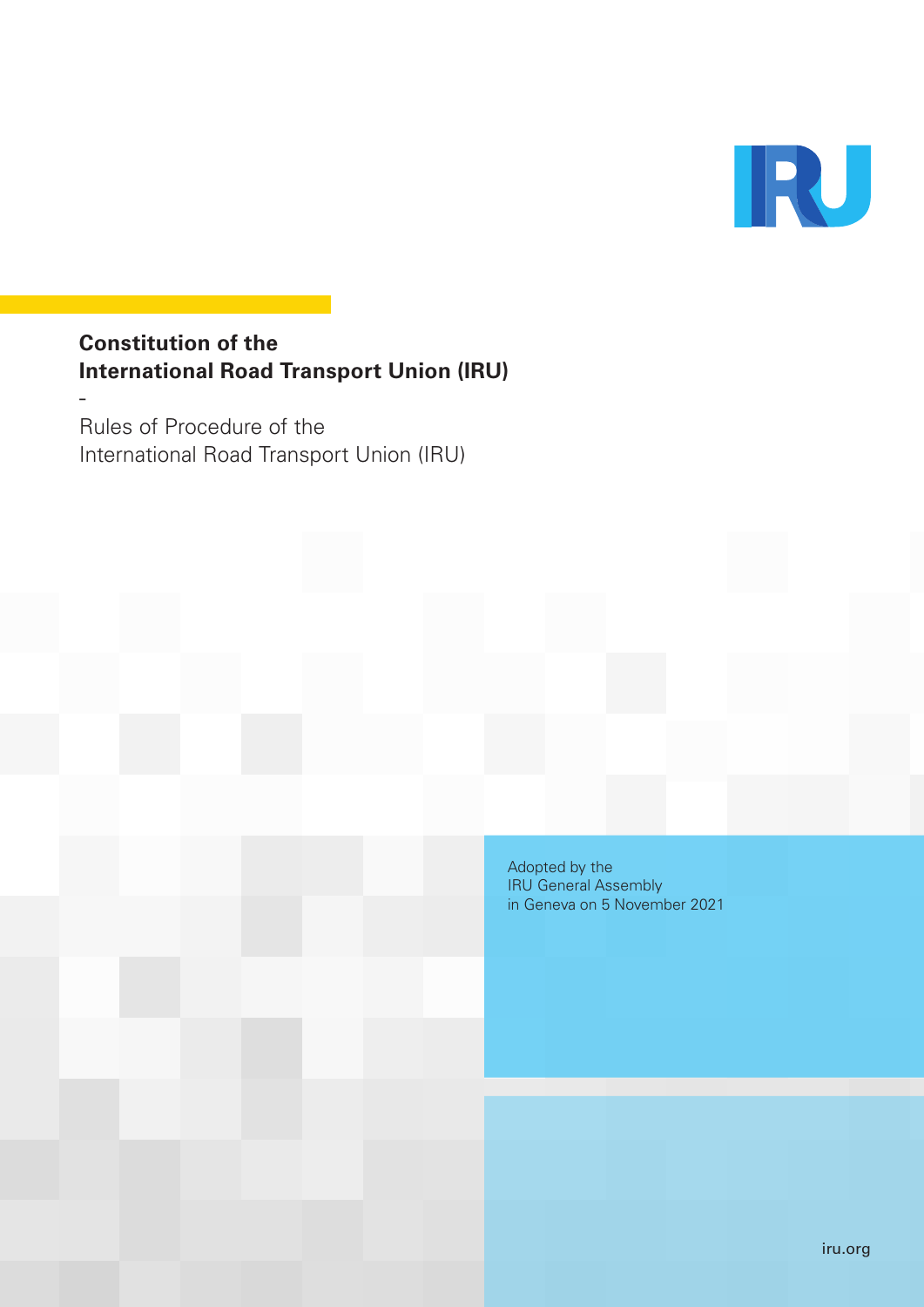# Constitution of the International Road Transport Union (IRU)

-

Rules of Procedure of the International Road Transport Union (IRU)

Adopted by the IRU General Assembly in Geneva on 5 November 2021

iru.org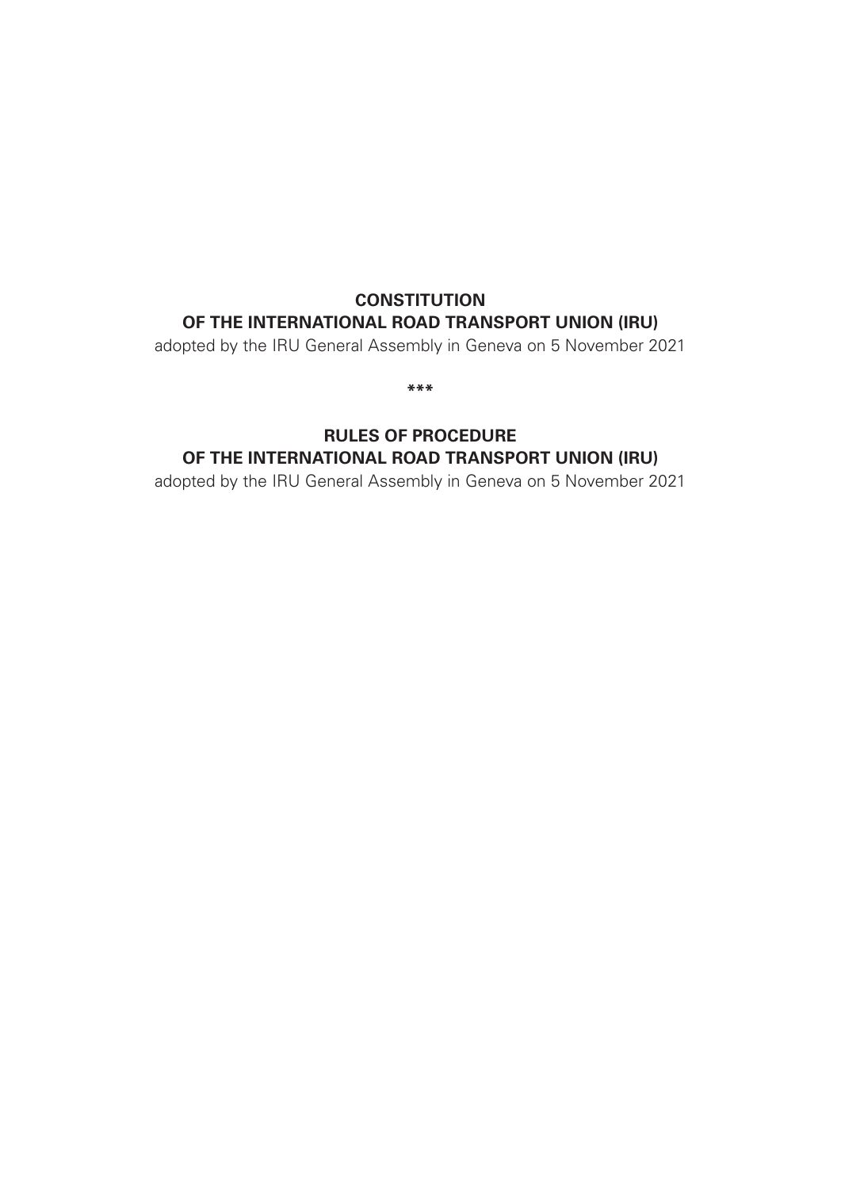**CONSTITUTION**
**OF THE INTERNATIONAL ROAD TRANSPORT UNION (IRU)**

adopted by the IRU General Assembly in Geneva on 5 November 2021

***

**RULES OF PROCEDURE**
**OF THE INTERNATIONAL ROAD TRANSPORT UNION (IRU)**

adopted by the IRU General Assembly in Geneva on 5 November 2021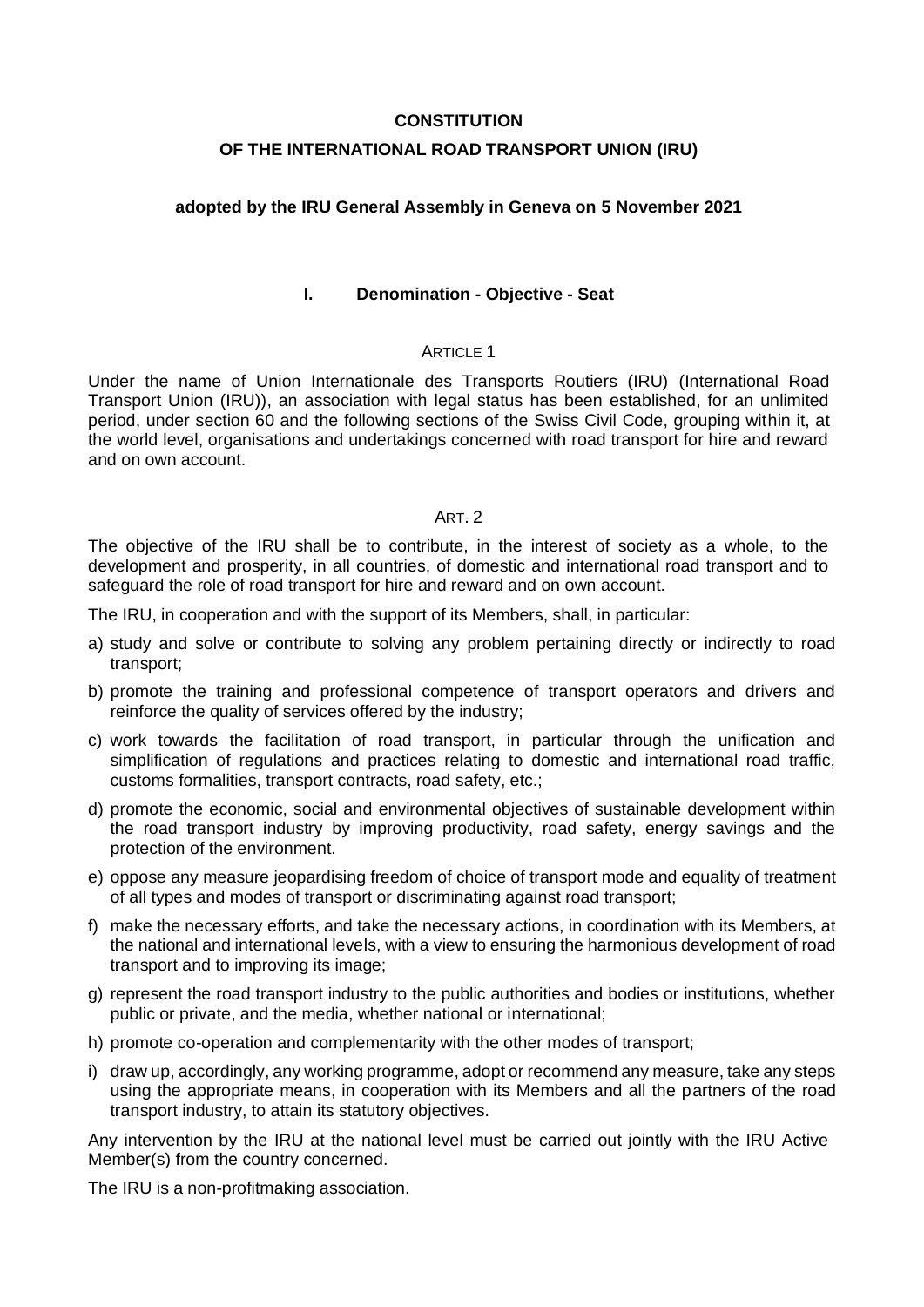# CONSTITUTION

# OF THE INTERNATIONAL ROAD TRANSPORT UNION (IRU)

**adopted by the IRU General Assembly in Geneva on 5 November 2021**

## I. Denomination - Objective - Seat

ARTICLE 1

Under the name of Union Internationale des Transports Routiers (IRU) (International Road Transport Union (IRU)), an association with legal status has been established, for an unlimited period, under section 60 and the following sections of the Swiss Civil Code, grouping within it, at the world level, organisations and undertakings concerned with road transport for hire and reward and on own account.

ART. 2

The objective of the IRU shall be to contribute, in the interest of society as a whole, to the development and prosperity, in all countries, of domestic and international road transport and to safeguard the role of road transport for hire and reward and on own account.

The IRU, in cooperation and with the support of its Members, shall, in particular:

a) study and solve or contribute to solving any problem pertaining directly or indirectly to road transport;

b) promote the training and professional competence of transport operators and drivers and reinforce the quality of services offered by the industry;

c) work towards the facilitation of road transport, in particular through the unification and simplification of regulations and practices relating to domestic and international road traffic, customs formalities, transport contracts, road safety, etc.;

d) promote the economic, social and environmental objectives of sustainable development within the road transport industry by improving productivity, road safety, energy savings and the protection of the environment.

e) oppose any measure jeopardising freedom of choice of transport mode and equality of treatment of all types and modes of transport or discriminating against road transport;

f) make the necessary efforts, and take the necessary actions, in coordination with its Members, at the national and international levels, with a view to ensuring the harmonious development of road transport and to improving its image;

g) represent the road transport industry to the public authorities and bodies or institutions, whether public or private, and the media, whether national or international;

h) promote co-operation and complementarity with the other modes of transport;

i) draw up, accordingly, any working programme, adopt or recommend any measure, take any steps using the appropriate means, in cooperation with its Members and all the partners of the road transport industry, to attain its statutory objectives.

Any intervention by the IRU at the national level must be carried out jointly with the IRU Active Member(s) from the country concerned.

The IRU is a non-profitmaking association.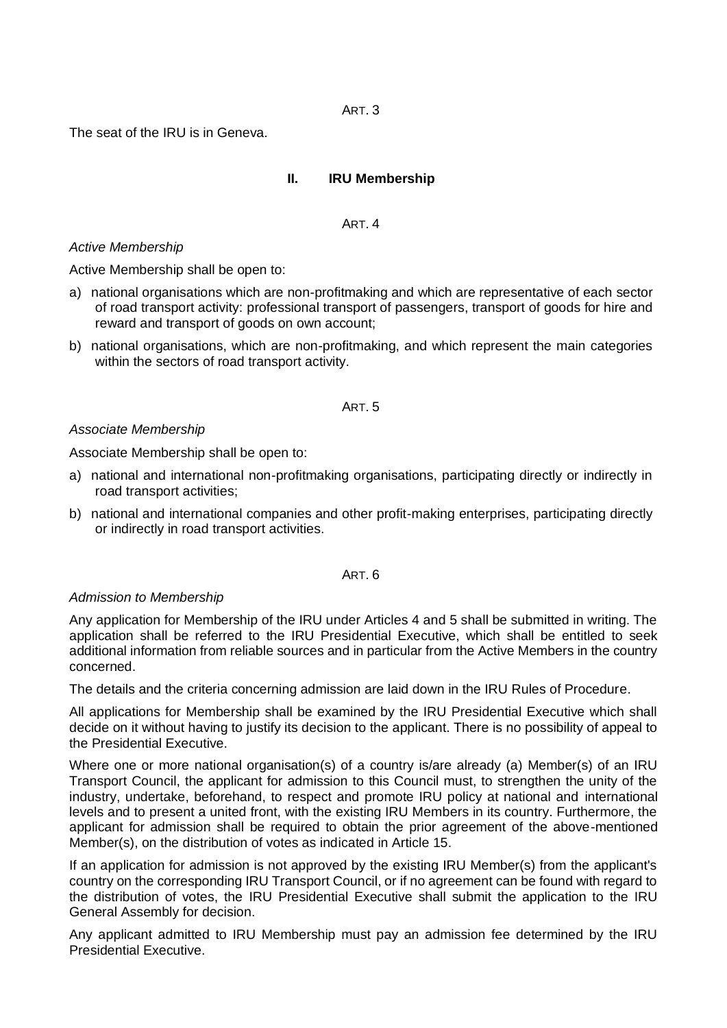ART. 3

The seat of the IRU is in Geneva.

## II. IRU Membership

ART. 4

*Active Membership*

Active Membership shall be open to:

a) national organisations which are non-profitmaking and which are representative of each sector of road transport activity: professional transport of passengers, transport of goods for hire and reward and transport of goods on own account;

b) national organisations, which are non-profitmaking, and which represent the main categories within the sectors of road transport activity.

ART. 5

*Associate Membership*

Associate Membership shall be open to:

a) national and international non-profitmaking organisations, participating directly or indirectly in road transport activities;

b) national and international companies and other profit-making enterprises, participating directly or indirectly in road transport activities.

ART. 6

*Admission to Membership*

Any application for Membership of the IRU under Articles 4 and 5 shall be submitted in writing. The application shall be referred to the IRU Presidential Executive, which shall be entitled to seek additional information from reliable sources and in particular from the Active Members in the country concerned.

The details and the criteria concerning admission are laid down in the IRU Rules of Procedure.

All applications for Membership shall be examined by the IRU Presidential Executive which shall decide on it without having to justify its decision to the applicant. There is no possibility of appeal to the Presidential Executive.

Where one or more national organisation(s) of a country is/are already (a) Member(s) of an IRU Transport Council, the applicant for admission to this Council must, to strengthen the unity of the industry, undertake, beforehand, to respect and promote IRU policy at national and international levels and to present a united front, with the existing IRU Members in its country. Furthermore, the applicant for admission shall be required to obtain the prior agreement of the above-mentioned Member(s), on the distribution of votes as indicated in Article 15.

If an application for admission is not approved by the existing IRU Member(s) from the applicant's country on the corresponding IRU Transport Council, or if no agreement can be found with regard to the distribution of votes, the IRU Presidential Executive shall submit the application to the IRU General Assembly for decision.

Any applicant admitted to IRU Membership must pay an admission fee determined by the IRU Presidential Executive.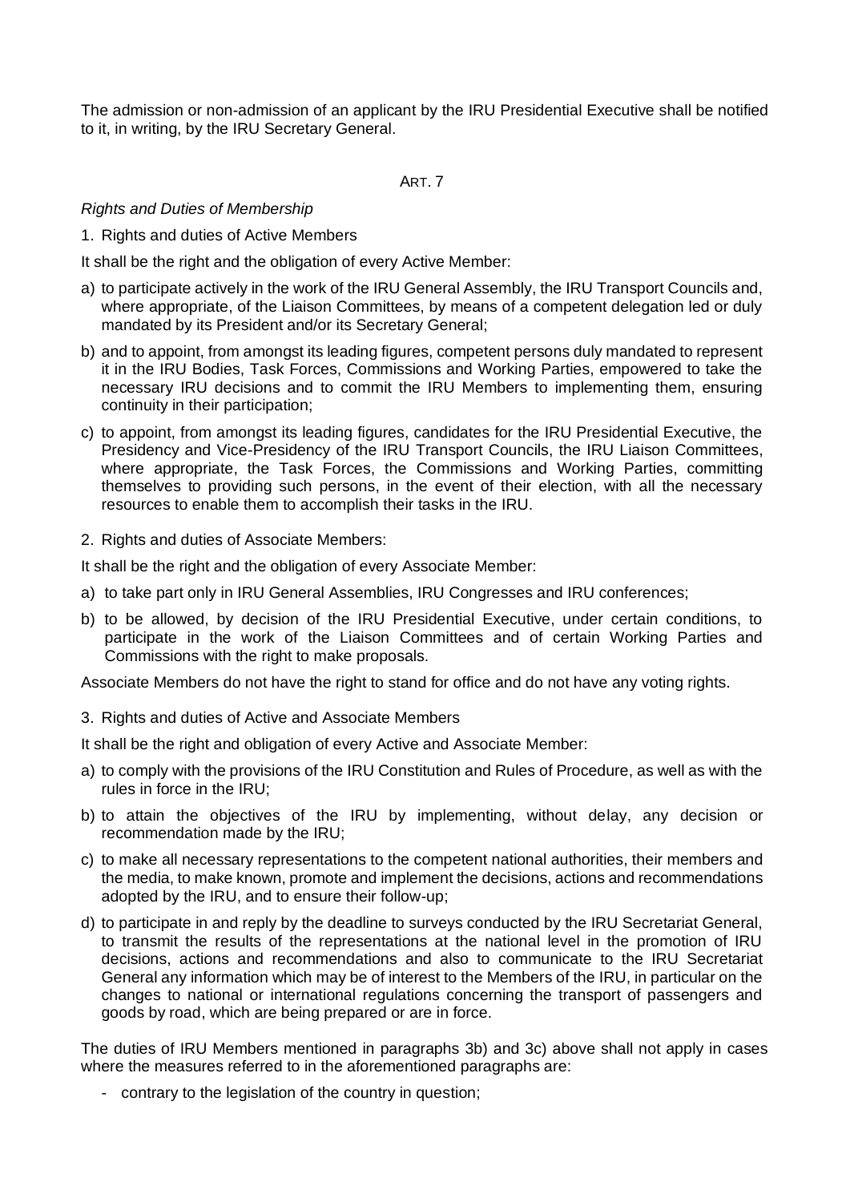The admission or non-admission of an applicant by the IRU Presidential Executive shall be notified to it, in writing, by the IRU Secretary General.

ART. 7

*Rights and Duties of Membership*

1. Rights and duties of Active Members

It shall be the right and the obligation of every Active Member:

a) to participate actively in the work of the IRU General Assembly, the IRU Transport Councils and, where appropriate, of the Liaison Committees, by means of a competent delegation led or duly mandated by its President and/or its Secretary General;

b) and to appoint, from amongst its leading figures, competent persons duly mandated to represent it in the IRU Bodies, Task Forces, Commissions and Working Parties, empowered to take the necessary IRU decisions and to commit the IRU Members to implementing them, ensuring continuity in their participation;

c) to appoint, from amongst its leading figures, candidates for the IRU Presidential Executive, the Presidency and Vice-Presidency of the IRU Transport Councils, the IRU Liaison Committees, where appropriate, the Task Forces, the Commissions and Working Parties, committing themselves to providing such persons, in the event of their election, with all the necessary resources to enable them to accomplish their tasks in the IRU.

2. Rights and duties of Associate Members:

It shall be the right and the obligation of every Associate Member:

a) to take part only in IRU General Assemblies, IRU Congresses and IRU conferences;

b) to be allowed, by decision of the IRU Presidential Executive, under certain conditions, to participate in the work of the Liaison Committees and of certain Working Parties and Commissions with the right to make proposals.

Associate Members do not have the right to stand for office and do not have any voting rights.

3. Rights and duties of Active and Associate Members

It shall be the right and obligation of every Active and Associate Member:

a) to comply with the provisions of the IRU Constitution and Rules of Procedure, as well as with the rules in force in the IRU;

b) to attain the objectives of the IRU by implementing, without delay, any decision or recommendation made by the IRU;

c) to make all necessary representations to the competent national authorities, their members and the media, to make known, promote and implement the decisions, actions and recommendations adopted by the IRU, and to ensure their follow-up;

d) to participate in and reply by the deadline to surveys conducted by the IRU Secretariat General, to transmit the results of the representations at the national level in the promotion of IRU decisions, actions and recommendations and also to communicate to the IRU Secretariat General any information which may be of interest to the Members of the IRU, in particular on the changes to national or international regulations concerning the transport of passengers and goods by road, which are being prepared or are in force.

The duties of IRU Members mentioned in paragraphs 3b) and 3c) above shall not apply in cases where the measures referred to in the aforementioned paragraphs are:

- contrary to the legislation of the country in question;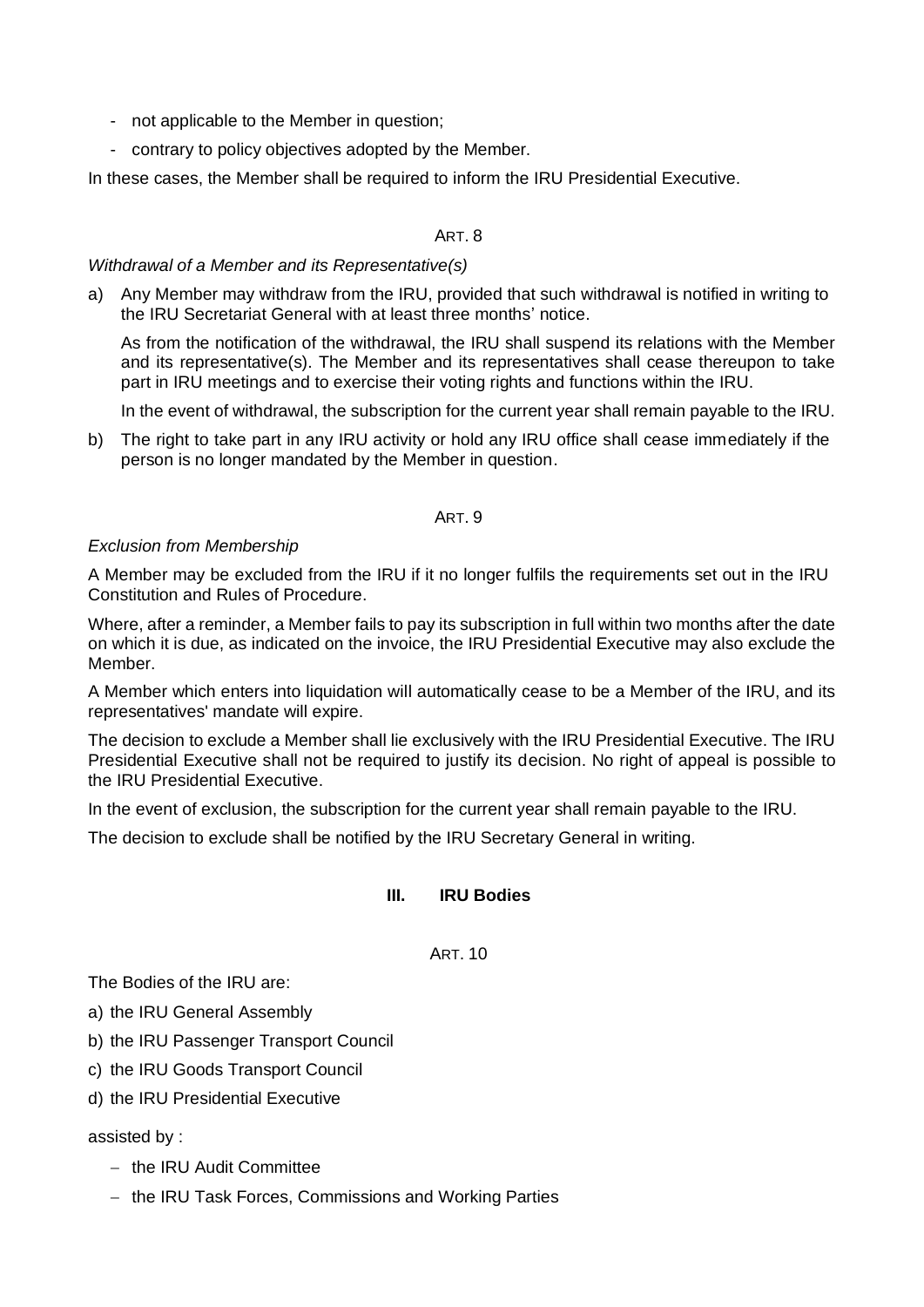- not applicable to the Member in question;
- contrary to policy objectives adopted by the Member.

In these cases, the Member shall be required to inform the IRU Presidential Executive.

ART. 8

*Withdrawal of a Member and its Representative(s)*

a) Any Member may withdraw from the IRU, provided that such withdrawal is notified in writing to the IRU Secretariat General with at least three months' notice.

   As from the notification of the withdrawal, the IRU shall suspend its relations with the Member and its representative(s). The Member and its representatives shall cease thereupon to take part in IRU meetings and to exercise their voting rights and functions within the IRU.

   In the event of withdrawal, the subscription for the current year shall remain payable to the IRU.

b) The right to take part in any IRU activity or hold any IRU office shall cease immediately if the person is no longer mandated by the Member in question.

ART. 9

*Exclusion from Membership*

A Member may be excluded from the IRU if it no longer fulfils the requirements set out in the IRU Constitution and Rules of Procedure.

Where, after a reminder, a Member fails to pay its subscription in full within two months after the date on which it is due, as indicated on the invoice, the IRU Presidential Executive may also exclude the Member.

A Member which enters into liquidation will automatically cease to be a Member of the IRU, and its representatives' mandate will expire.

The decision to exclude a Member shall lie exclusively with the IRU Presidential Executive. The IRU Presidential Executive shall not be required to justify its decision. No right of appeal is possible to the IRU Presidential Executive.

In the event of exclusion, the subscription for the current year shall remain payable to the IRU.

The decision to exclude shall be notified by the IRU Secretary General in writing.

## III. IRU Bodies

ART. 10

The Bodies of the IRU are:

a) the IRU General Assembly
b) the IRU Passenger Transport Council
c) the IRU Goods Transport Council
d) the IRU Presidential Executive

assisted by :

- the IRU Audit Committee
- the IRU Task Forces, Commissions and Working Parties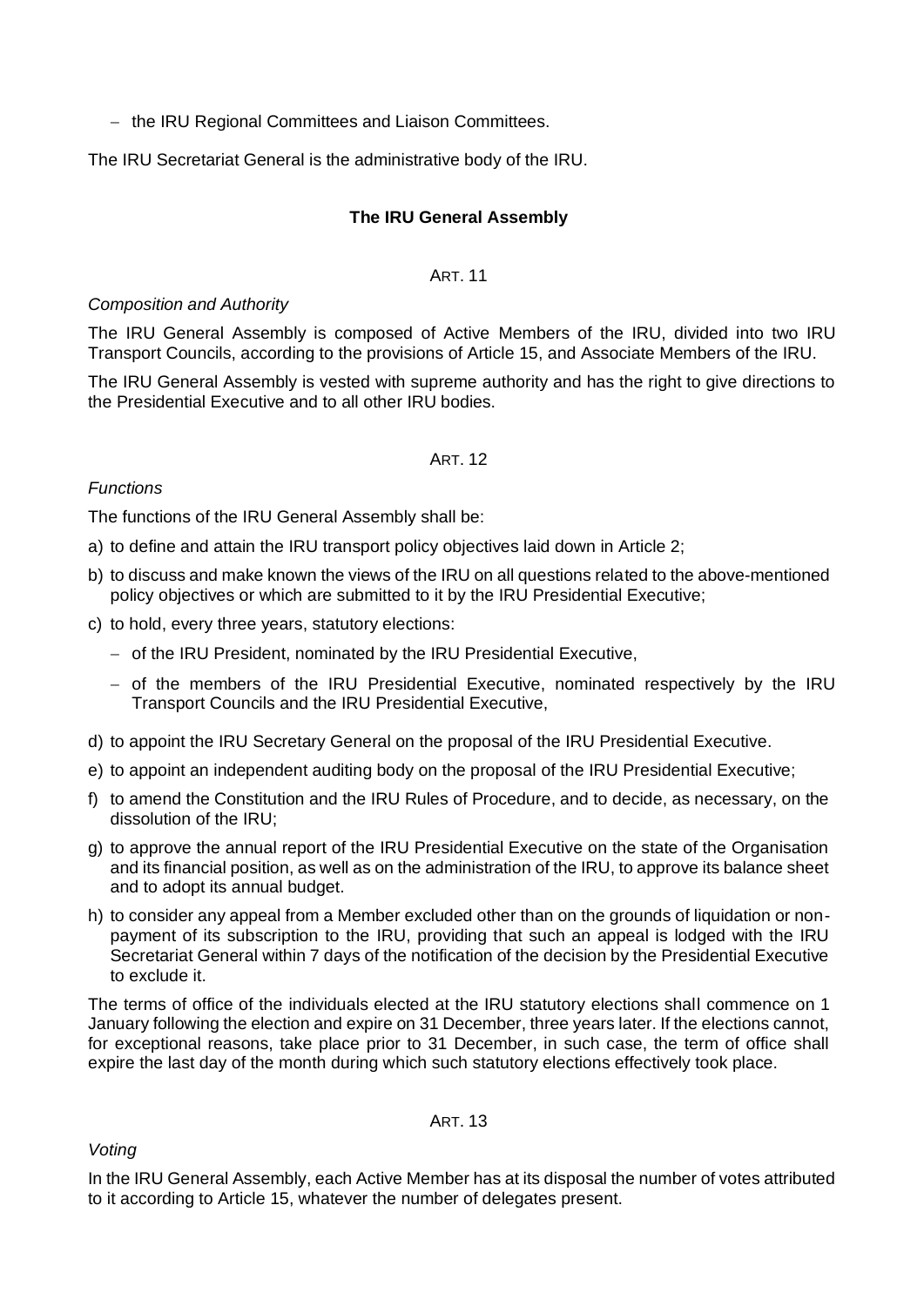- the IRU Regional Committees and Liaison Committees.

The IRU Secretariat General is the administrative body of the IRU.

### The IRU General Assembly

ART. 11

*Composition and Authority*

The IRU General Assembly is composed of Active Members of the IRU, divided into two IRU Transport Councils, according to the provisions of Article 15, and Associate Members of the IRU.

The IRU General Assembly is vested with supreme authority and has the right to give directions to the Presidential Executive and to all other IRU bodies.

ART. 12

*Functions*

The functions of the IRU General Assembly shall be:

a) to define and attain the IRU transport policy objectives laid down in Article 2;

b) to discuss and make known the views of the IRU on all questions related to the above-mentioned policy objectives or which are submitted to it by the IRU Presidential Executive;

c) to hold, every three years, statutory elections:
   - of the IRU President, nominated by the IRU Presidential Executive,
   - of the members of the IRU Presidential Executive, nominated respectively by the IRU Transport Councils and the IRU Presidential Executive,

d) to appoint the IRU Secretary General on the proposal of the IRU Presidential Executive.

e) to appoint an independent auditing body on the proposal of the IRU Presidential Executive;

f) to amend the Constitution and the IRU Rules of Procedure, and to decide, as necessary, on the dissolution of the IRU;

g) to approve the annual report of the IRU Presidential Executive on the state of the Organisation and its financial position, as well as on the administration of the IRU, to approve its balance sheet and to adopt its annual budget.

h) to consider any appeal from a Member excluded other than on the grounds of liquidation or non-payment of its subscription to the IRU, providing that such an appeal is lodged with the IRU Secretariat General within 7 days of the notification of the decision by the Presidential Executive to exclude it.

The terms of office of the individuals elected at the IRU statutory elections shall commence on 1 January following the election and expire on 31 December, three years later. If the elections cannot, for exceptional reasons, take place prior to 31 December, in such case, the term of office shall expire the last day of the month during which such statutory elections effectively took place.

ART. 13

*Voting*

In the IRU General Assembly, each Active Member has at its disposal the number of votes attributed to it according to Article 15, whatever the number of delegates present.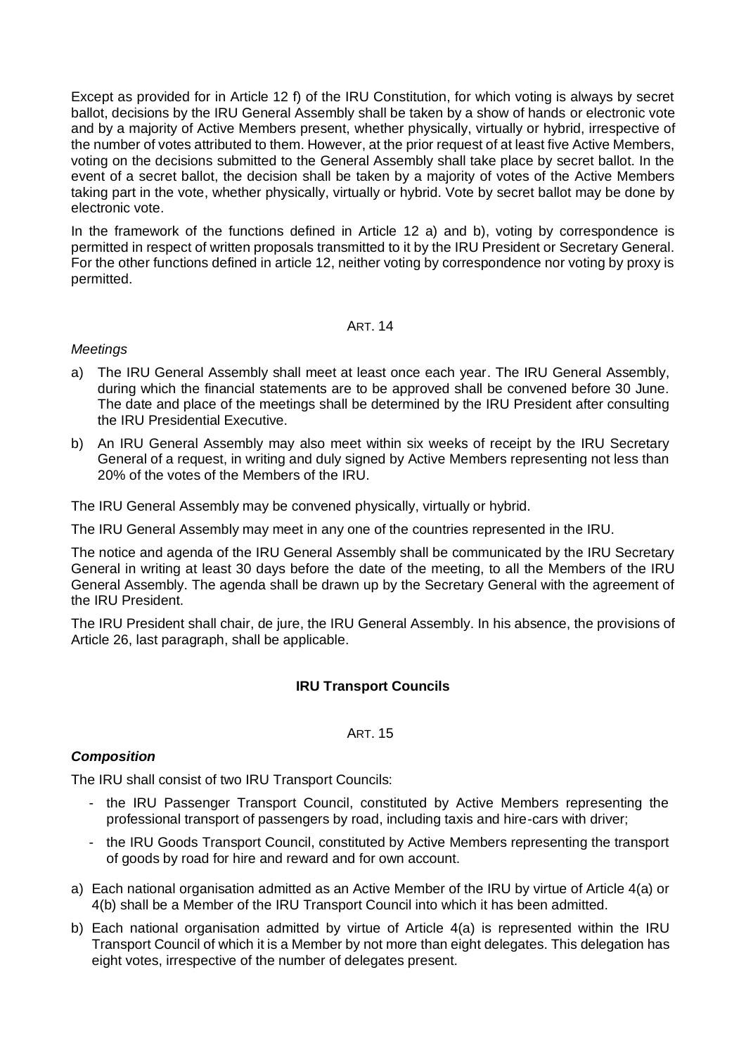Except as provided for in Article 12 f) of the IRU Constitution, for which voting is always by secret ballot, decisions by the IRU General Assembly shall be taken by a show of hands or electronic vote and by a majority of Active Members present, whether physically, virtually or hybrid, irrespective of the number of votes attributed to them. However, at the prior request of at least five Active Members, voting on the decisions submitted to the General Assembly shall take place by secret ballot. In the event of a secret ballot, the decision shall be taken by a majority of votes of the Active Members taking part in the vote, whether physically, virtually or hybrid. Vote by secret ballot may be done by electronic vote.

In the framework of the functions defined in Article 12 a) and b), voting by correspondence is permitted in respect of written proposals transmitted to it by the IRU President or Secretary General. For the other functions defined in article 12, neither voting by correspondence nor voting by proxy is permitted.

ART. 14

*Meetings*

a) The IRU General Assembly shall meet at least once each year. The IRU General Assembly, during which the financial statements are to be approved shall be convened before 30 June. The date and place of the meetings shall be determined by the IRU President after consulting the IRU Presidential Executive.

b) An IRU General Assembly may also meet within six weeks of receipt by the IRU Secretary General of a request, in writing and duly signed by Active Members representing not less than 20% of the votes of the Members of the IRU.

The IRU General Assembly may be convened physically, virtually or hybrid.

The IRU General Assembly may meet in any one of the countries represented in the IRU.

The notice and agenda of the IRU General Assembly shall be communicated by the IRU Secretary General in writing at least 30 days before the date of the meeting, to all the Members of the IRU General Assembly. The agenda shall be drawn up by the Secretary General with the agreement of the IRU President.

The IRU President shall chair, de jure, the IRU General Assembly. In his absence, the provisions of Article 26, last paragraph, shall be applicable.

## IRU Transport Councils

ART. 15

***Composition***

The IRU shall consist of two IRU Transport Councils:

- the IRU Passenger Transport Council, constituted by Active Members representing the professional transport of passengers by road, including taxis and hire-cars with driver;
- the IRU Goods Transport Council, constituted by Active Members representing the transport of goods by road for hire and reward and for own account.

a) Each national organisation admitted as an Active Member of the IRU by virtue of Article 4(a) or 4(b) shall be a Member of the IRU Transport Council into which it has been admitted.

b) Each national organisation admitted by virtue of Article 4(a) is represented within the IRU Transport Council of which it is a Member by not more than eight delegates. This delegation has eight votes, irrespective of the number of delegates present.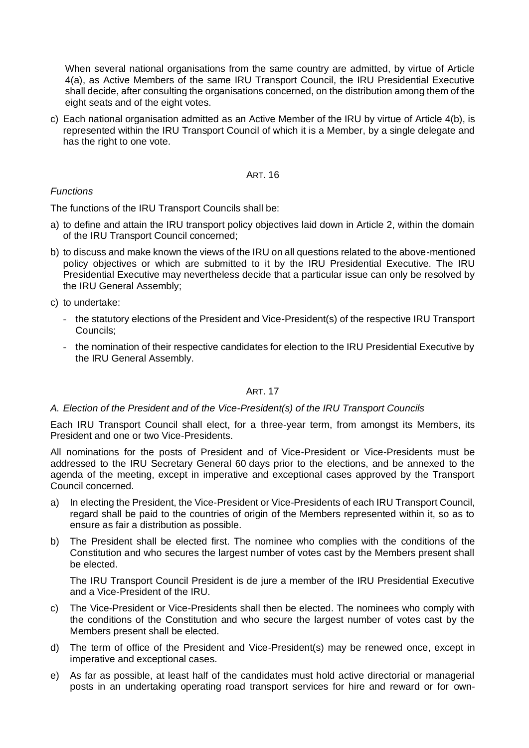When several national organisations from the same country are admitted, by virtue of Article 4(a), as Active Members of the same IRU Transport Council, the IRU Presidential Executive shall decide, after consulting the organisations concerned, on the distribution among them of the eight seats and of the eight votes.

c) Each national organisation admitted as an Active Member of the IRU by virtue of Article 4(b), is represented within the IRU Transport Council of which it is a Member, by a single delegate and has the right to one vote.

### ART. 16

*Functions*

The functions of the IRU Transport Councils shall be:

a) to define and attain the IRU transport policy objectives laid down in Article 2, within the domain of the IRU Transport Council concerned;

b) to discuss and make known the views of the IRU on all questions related to the above-mentioned policy objectives or which are submitted to it by the IRU Presidential Executive. The IRU Presidential Executive may nevertheless decide that a particular issue can only be resolved by the IRU General Assembly;

c) to undertake:
   - the statutory elections of the President and Vice-President(s) of the respective IRU Transport Councils;
   - the nomination of their respective candidates for election to the IRU Presidential Executive by the IRU General Assembly.

### ART. 17

*A. Election of the President and of the Vice-President(s) of the IRU Transport Councils*

Each IRU Transport Council shall elect, for a three-year term, from amongst its Members, its President and one or two Vice-Presidents.

All nominations for the posts of President and of Vice-President or Vice-Presidents must be addressed to the IRU Secretary General 60 days prior to the elections, and be annexed to the agenda of the meeting, except in imperative and exceptional cases approved by the Transport Council concerned.

a) In electing the President, the Vice-President or Vice-Presidents of each IRU Transport Council, regard shall be paid to the countries of origin of the Members represented within it, so as to ensure as fair a distribution as possible.

b) The President shall be elected first. The nominee who complies with the conditions of the Constitution and who secures the largest number of votes cast by the Members present shall be elected.

   The IRU Transport Council President is de jure a member of the IRU Presidential Executive and a Vice-President of the IRU.

c) The Vice-President or Vice-Presidents shall then be elected. The nominees who comply with the conditions of the Constitution and who secure the largest number of votes cast by the Members present shall be elected.

d) The term of office of the President and Vice-President(s) may be renewed once, except in imperative and exceptional cases.

e) As far as possible, at least half of the candidates must hold active directorial or managerial posts in an undertaking operating road transport services for hire and reward or for own-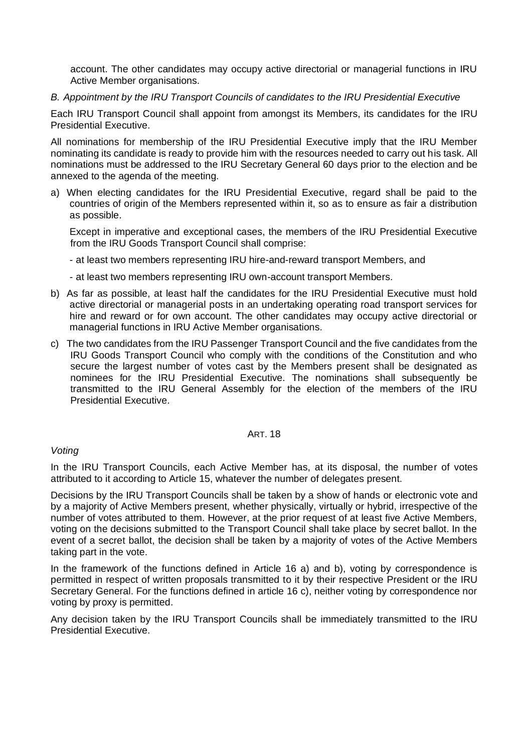account. The other candidates may occupy active directorial or managerial functions in IRU Active Member organisations.

*B. Appointment by the IRU Transport Councils of candidates to the IRU Presidential Executive*

Each IRU Transport Council shall appoint from amongst its Members, its candidates for the IRU Presidential Executive.

All nominations for membership of the IRU Presidential Executive imply that the IRU Member nominating its candidate is ready to provide him with the resources needed to carry out his task. All nominations must be addressed to the IRU Secretary General 60 days prior to the election and be annexed to the agenda of the meeting.

a) When electing candidates for the IRU Presidential Executive, regard shall be paid to the countries of origin of the Members represented within it, so as to ensure as fair a distribution as possible.

   Except in imperative and exceptional cases, the members of the IRU Presidential Executive from the IRU Goods Transport Council shall comprise:

   - at least two members representing IRU hire-and-reward transport Members, and

   - at least two members representing IRU own-account transport Members.

b) As far as possible, at least half the candidates for the IRU Presidential Executive must hold active directorial or managerial posts in an undertaking operating road transport services for hire and reward or for own account. The other candidates may occupy active directorial or managerial functions in IRU Active Member organisations.

c) The two candidates from the IRU Passenger Transport Council and the five candidates from the IRU Goods Transport Council who comply with the conditions of the Constitution and who secure the largest number of votes cast by the Members present shall be designated as nominees for the IRU Presidential Executive. The nominations shall subsequently be transmitted to the IRU General Assembly for the election of the members of the IRU Presidential Executive.

## ART. 18

*Voting*

In the IRU Transport Councils, each Active Member has, at its disposal, the number of votes attributed to it according to Article 15, whatever the number of delegates present.

Decisions by the IRU Transport Councils shall be taken by a show of hands or electronic vote and by a majority of Active Members present, whether physically, virtually or hybrid, irrespective of the number of votes attributed to them. However, at the prior request of at least five Active Members, voting on the decisions submitted to the Transport Council shall take place by secret ballot. In the event of a secret ballot, the decision shall be taken by a majority of votes of the Active Members taking part in the vote.

In the framework of the functions defined in Article 16 a) and b), voting by correspondence is permitted in respect of written proposals transmitted to it by their respective President or the IRU Secretary General. For the functions defined in article 16 c), neither voting by correspondence nor voting by proxy is permitted.

Any decision taken by the IRU Transport Councils shall be immediately transmitted to the IRU Presidential Executive.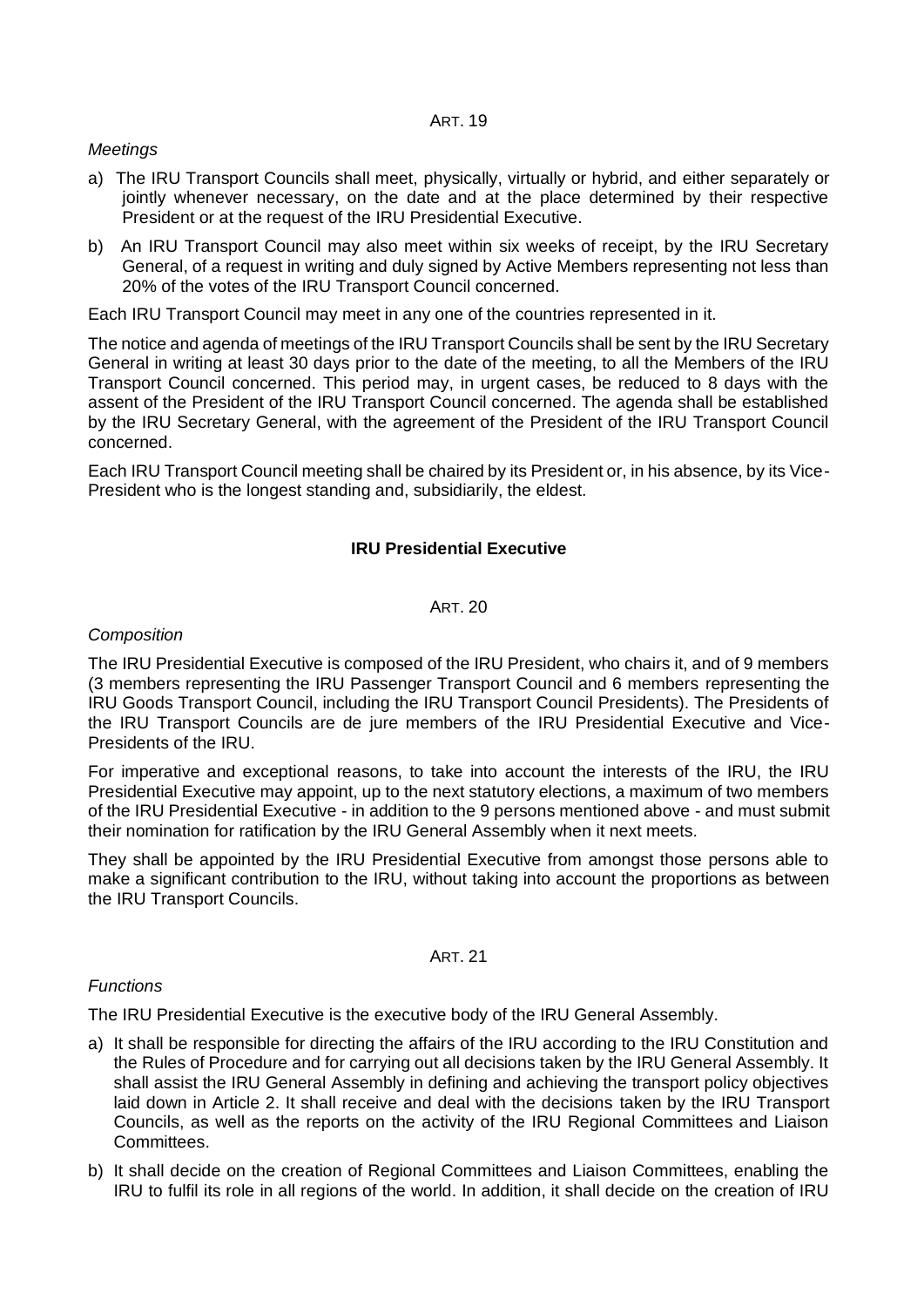ART. 19

*Meetings*

a) The IRU Transport Councils shall meet, physically, virtually or hybrid, and either separately or jointly whenever necessary, on the date and at the place determined by their respective President or at the request of the IRU Presidential Executive.

b) An IRU Transport Council may also meet within six weeks of receipt, by the IRU Secretary General, of a request in writing and duly signed by Active Members representing not less than 20% of the votes of the IRU Transport Council concerned.

Each IRU Transport Council may meet in any one of the countries represented in it.

The notice and agenda of meetings of the IRU Transport Councils shall be sent by the IRU Secretary General in writing at least 30 days prior to the date of the meeting, to all the Members of the IRU Transport Council concerned. This period may, in urgent cases, be reduced to 8 days with the assent of the President of the IRU Transport Council concerned. The agenda shall be established by the IRU Secretary General, with the agreement of the President of the IRU Transport Council concerned.

Each IRU Transport Council meeting shall be chaired by its President or, in his absence, by its Vice-President who is the longest standing and, subsidiarily, the eldest.

## IRU Presidential Executive

ART. 20

*Composition*

The IRU Presidential Executive is composed of the IRU President, who chairs it, and of 9 members (3 members representing the IRU Passenger Transport Council and 6 members representing the IRU Goods Transport Council, including the IRU Transport Council Presidents). The Presidents of the IRU Transport Councils are de jure members of the IRU Presidential Executive and Vice-Presidents of the IRU.

For imperative and exceptional reasons, to take into account the interests of the IRU, the IRU Presidential Executive may appoint, up to the next statutory elections, a maximum of two members of the IRU Presidential Executive - in addition to the 9 persons mentioned above - and must submit their nomination for ratification by the IRU General Assembly when it next meets.

They shall be appointed by the IRU Presidential Executive from amongst those persons able to make a significant contribution to the IRU, without taking into account the proportions as between the IRU Transport Councils.

ART. 21

*Functions*

The IRU Presidential Executive is the executive body of the IRU General Assembly.

a) It shall be responsible for directing the affairs of the IRU according to the IRU Constitution and the Rules of Procedure and for carrying out all decisions taken by the IRU General Assembly. It shall assist the IRU General Assembly in defining and achieving the transport policy objectives laid down in Article 2. It shall receive and deal with the decisions taken by the IRU Transport Councils, as well as the reports on the activity of the IRU Regional Committees and Liaison Committees.

b) It shall decide on the creation of Regional Committees and Liaison Committees, enabling the IRU to fulfil its role in all regions of the world. In addition, it shall decide on the creation of IRU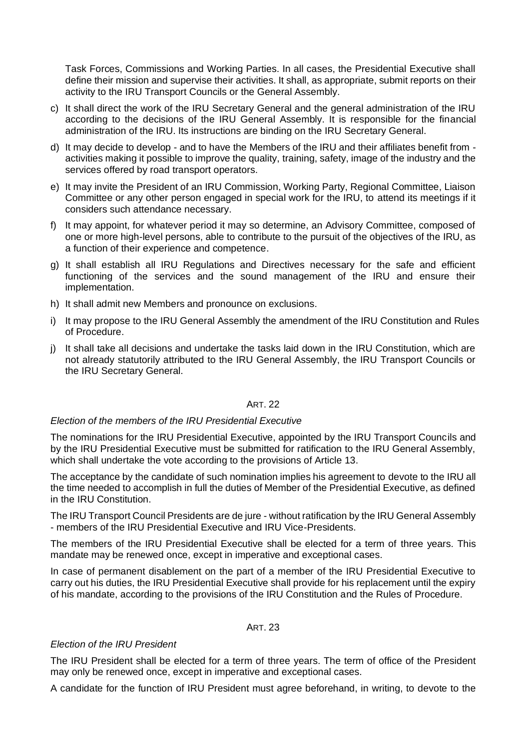Task Forces, Commissions and Working Parties. In all cases, the Presidential Executive shall define their mission and supervise their activities. It shall, as appropriate, submit reports on their activity to the IRU Transport Councils or the General Assembly.

c) It shall direct the work of the IRU Secretary General and the general administration of the IRU according to the decisions of the IRU General Assembly. It is responsible for the financial administration of the IRU. Its instructions are binding on the IRU Secretary General.

d) It may decide to develop - and to have the Members of the IRU and their affiliates benefit from - activities making it possible to improve the quality, training, safety, image of the industry and the services offered by road transport operators.

e) It may invite the President of an IRU Commission, Working Party, Regional Committee, Liaison Committee or any other person engaged in special work for the IRU, to attend its meetings if it considers such attendance necessary.

f) It may appoint, for whatever period it may so determine, an Advisory Committee, composed of one or more high-level persons, able to contribute to the pursuit of the objectives of the IRU, as a function of their experience and competence.

g) It shall establish all IRU Regulations and Directives necessary for the safe and efficient functioning of the services and the sound management of the IRU and ensure their implementation.

h) It shall admit new Members and pronounce on exclusions.

i) It may propose to the IRU General Assembly the amendment of the IRU Constitution and Rules of Procedure.

j) It shall take all decisions and undertake the tasks laid down in the IRU Constitution, which are not already statutorily attributed to the IRU General Assembly, the IRU Transport Councils or the IRU Secretary General.

## ART. 22

*Election of the members of the IRU Presidential Executive*

The nominations for the IRU Presidential Executive, appointed by the IRU Transport Councils and by the IRU Presidential Executive must be submitted for ratification to the IRU General Assembly, which shall undertake the vote according to the provisions of Article 13.

The acceptance by the candidate of such nomination implies his agreement to devote to the IRU all the time needed to accomplish in full the duties of Member of the Presidential Executive, as defined in the IRU Constitution.

The IRU Transport Council Presidents are de jure - without ratification by the IRU General Assembly - members of the IRU Presidential Executive and IRU Vice-Presidents.

The members of the IRU Presidential Executive shall be elected for a term of three years. This mandate may be renewed once, except in imperative and exceptional cases.

In case of permanent disablement on the part of a member of the IRU Presidential Executive to carry out his duties, the IRU Presidential Executive shall provide for his replacement until the expiry of his mandate, according to the provisions of the IRU Constitution and the Rules of Procedure.

## ART. 23

*Election of the IRU President*

The IRU President shall be elected for a term of three years. The term of office of the President may only be renewed once, except in imperative and exceptional cases.

A candidate for the function of IRU President must agree beforehand, in writing, to devote to the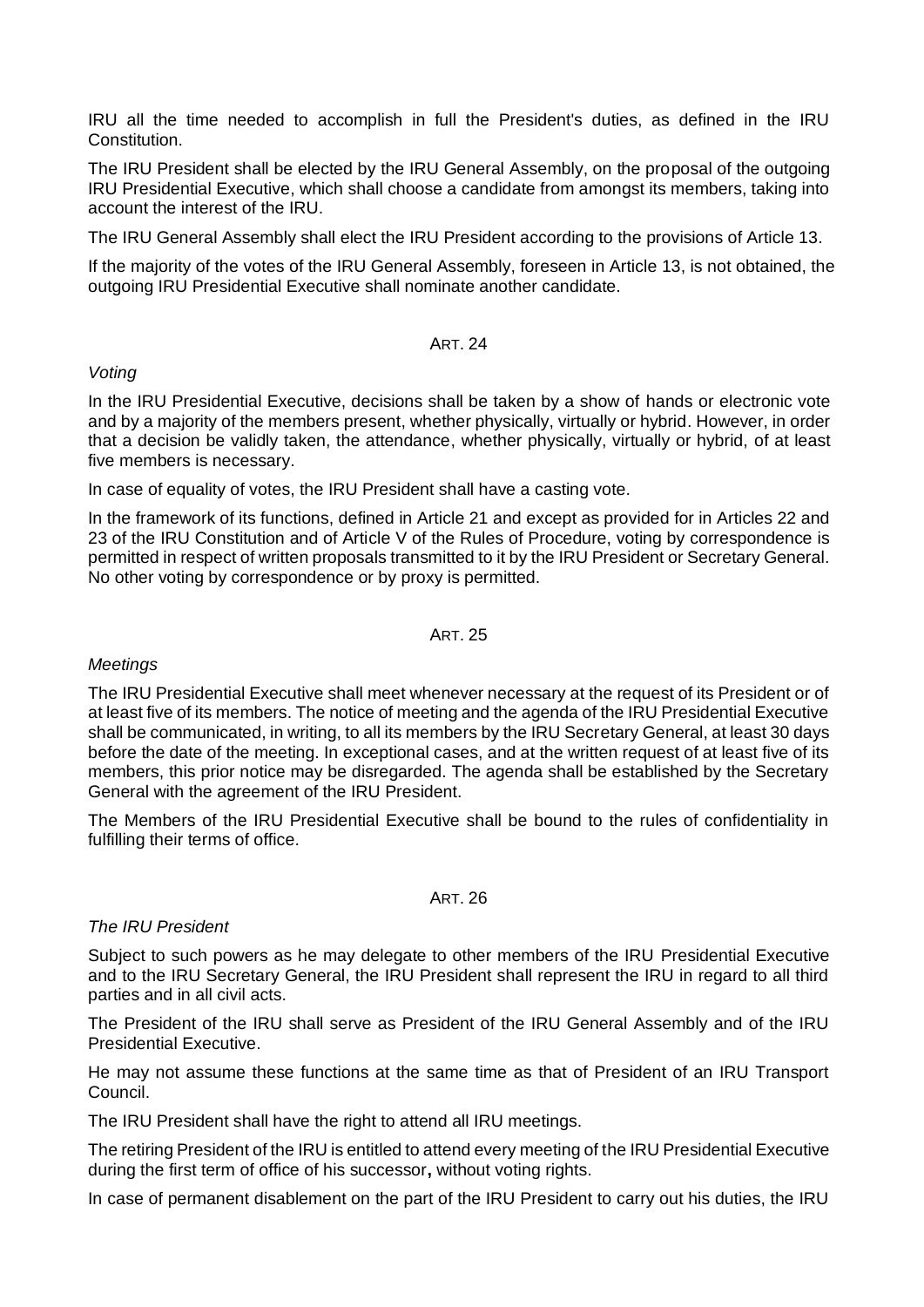IRU all the time needed to accomplish in full the President's duties, as defined in the IRU Constitution.

The IRU President shall be elected by the IRU General Assembly, on the proposal of the outgoing IRU Presidential Executive, which shall choose a candidate from amongst its members, taking into account the interest of the IRU.

The IRU General Assembly shall elect the IRU President according to the provisions of Article 13.

If the majority of the votes of the IRU General Assembly, foreseen in Article 13, is not obtained, the outgoing IRU Presidential Executive shall nominate another candidate.

### ART. 24

*Voting*

In the IRU Presidential Executive, decisions shall be taken by a show of hands or electronic vote and by a majority of the members present, whether physically, virtually or hybrid. However, in order that a decision be validly taken, the attendance, whether physically, virtually or hybrid, of at least five members is necessary.

In case of equality of votes, the IRU President shall have a casting vote.

In the framework of its functions, defined in Article 21 and except as provided for in Articles 22 and 23 of the IRU Constitution and of Article V of the Rules of Procedure, voting by correspondence is permitted in respect of written proposals transmitted to it by the IRU President or Secretary General. No other voting by correspondence or by proxy is permitted.

### ART. 25

*Meetings*

The IRU Presidential Executive shall meet whenever necessary at the request of its President or of at least five of its members. The notice of meeting and the agenda of the IRU Presidential Executive shall be communicated, in writing, to all its members by the IRU Secretary General, at least 30 days before the date of the meeting. In exceptional cases, and at the written request of at least five of its members, this prior notice may be disregarded. The agenda shall be established by the Secretary General with the agreement of the IRU President.

The Members of the IRU Presidential Executive shall be bound to the rules of confidentiality in fulfilling their terms of office.

### ART. 26

*The IRU President*

Subject to such powers as he may delegate to other members of the IRU Presidential Executive and to the IRU Secretary General, the IRU President shall represent the IRU in regard to all third parties and in all civil acts.

The President of the IRU shall serve as President of the IRU General Assembly and of the IRU Presidential Executive.

He may not assume these functions at the same time as that of President of an IRU Transport Council.

The IRU President shall have the right to attend all IRU meetings.

The retiring President of the IRU is entitled to attend every meeting of the IRU Presidential Executive during the first term of office of his successor**,** without voting rights.

In case of permanent disablement on the part of the IRU President to carry out his duties, the IRU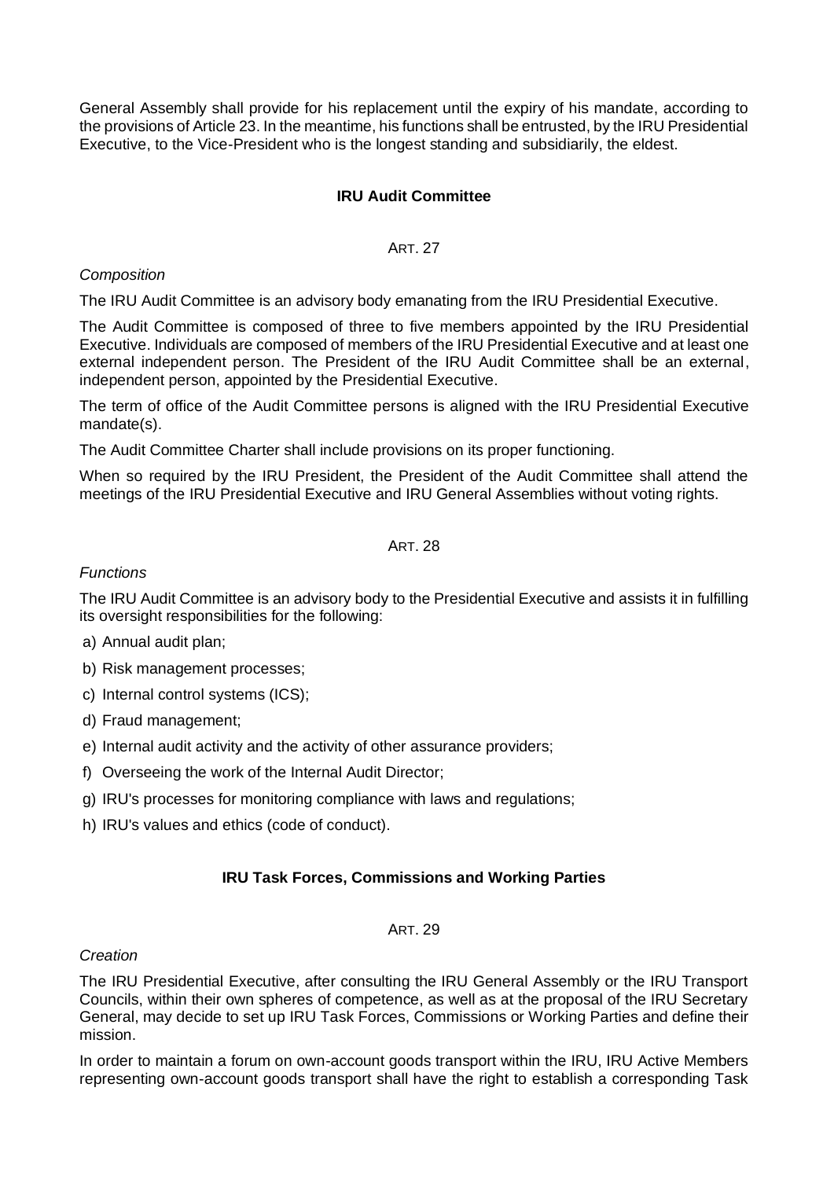General Assembly shall provide for his replacement until the expiry of his mandate, according to the provisions of Article 23. In the meantime, his functions shall be entrusted, by the IRU Presidential Executive, to the Vice-President who is the longest standing and subsidiarily, the eldest.

## IRU Audit Committee

### ART. 27

*Composition*

The IRU Audit Committee is an advisory body emanating from the IRU Presidential Executive.

The Audit Committee is composed of three to five members appointed by the IRU Presidential Executive. Individuals are composed of members of the IRU Presidential Executive and at least one external independent person. The President of the IRU Audit Committee shall be an external, independent person, appointed by the Presidential Executive.

The term of office of the Audit Committee persons is aligned with the IRU Presidential Executive mandate(s).

The Audit Committee Charter shall include provisions on its proper functioning.

When so required by the IRU President, the President of the Audit Committee shall attend the meetings of the IRU Presidential Executive and IRU General Assemblies without voting rights.

### ART. 28

*Functions*

The IRU Audit Committee is an advisory body to the Presidential Executive and assists it in fulfilling its oversight responsibilities for the following:

a) Annual audit plan;

b) Risk management processes;

c) Internal control systems (ICS);

d) Fraud management;

e) Internal audit activity and the activity of other assurance providers;

f) Overseeing the work of the Internal Audit Director;

g) IRU's processes for monitoring compliance with laws and regulations;

h) IRU's values and ethics (code of conduct).

## IRU Task Forces, Commissions and Working Parties

### ART. 29

*Creation*

The IRU Presidential Executive, after consulting the IRU General Assembly or the IRU Transport Councils, within their own spheres of competence, as well as at the proposal of the IRU Secretary General, may decide to set up IRU Task Forces, Commissions or Working Parties and define their mission.

In order to maintain a forum on own-account goods transport within the IRU, IRU Active Members representing own-account goods transport shall have the right to establish a corresponding Task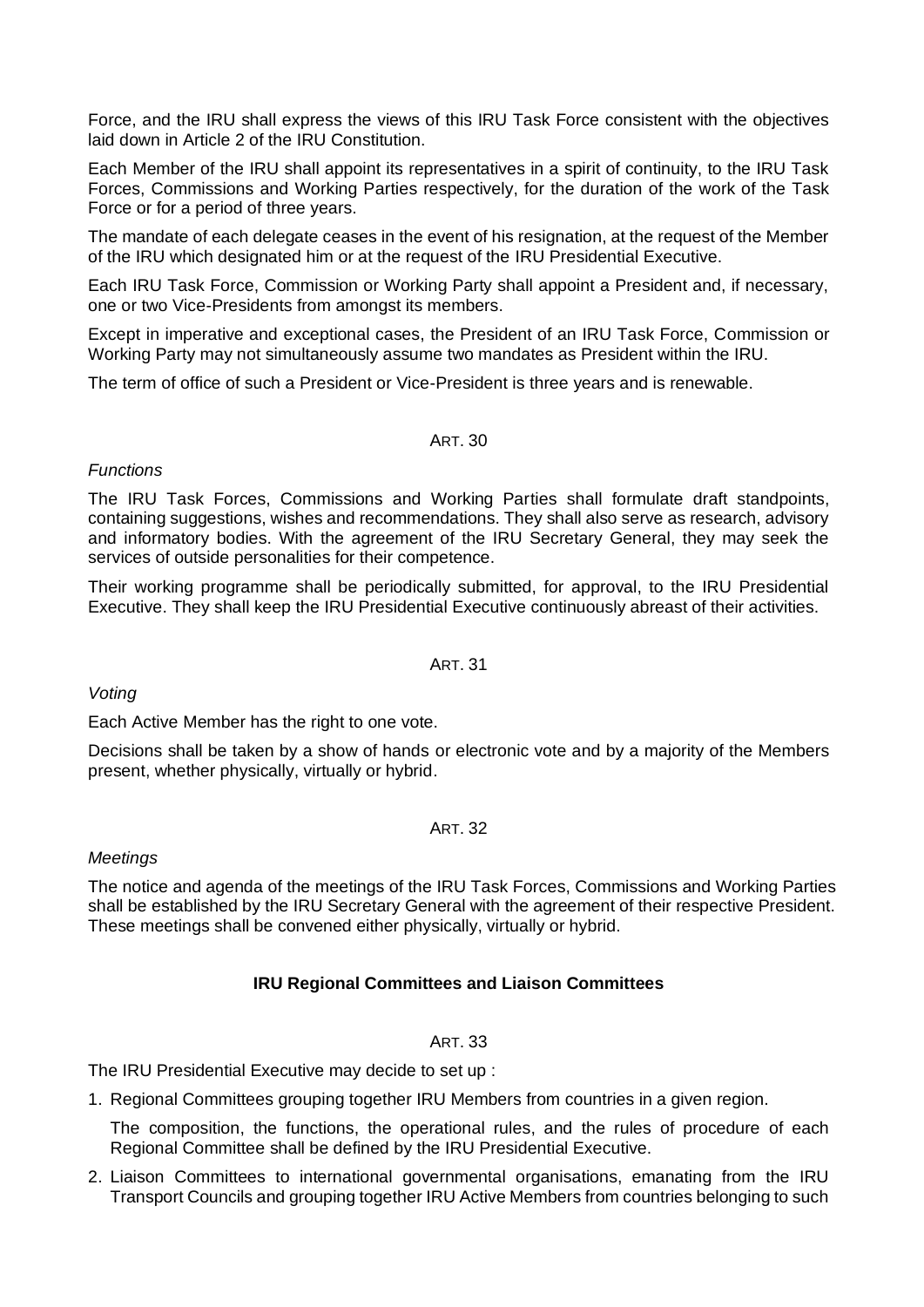Force, and the IRU shall express the views of this IRU Task Force consistent with the objectives laid down in Article 2 of the IRU Constitution.

Each Member of the IRU shall appoint its representatives in a spirit of continuity, to the IRU Task Forces, Commissions and Working Parties respectively, for the duration of the work of the Task Force or for a period of three years.

The mandate of each delegate ceases in the event of his resignation, at the request of the Member of the IRU which designated him or at the request of the IRU Presidential Executive.

Each IRU Task Force, Commission or Working Party shall appoint a President and, if necessary, one or two Vice-Presidents from amongst its members.

Except in imperative and exceptional cases, the President of an IRU Task Force, Commission or Working Party may not simultaneously assume two mandates as President within the IRU.

The term of office of such a President or Vice-President is three years and is renewable.

ART. 30

*Functions*

The IRU Task Forces, Commissions and Working Parties shall formulate draft standpoints, containing suggestions, wishes and recommendations. They shall also serve as research, advisory and informatory bodies. With the agreement of the IRU Secretary General, they may seek the services of outside personalities for their competence.

Their working programme shall be periodically submitted, for approval, to the IRU Presidential Executive. They shall keep the IRU Presidential Executive continuously abreast of their activities.

ART. 31

*Voting*

Each Active Member has the right to one vote.

Decisions shall be taken by a show of hands or electronic vote and by a majority of the Members present, whether physically, virtually or hybrid.

ART. 32

*Meetings*

The notice and agenda of the meetings of the IRU Task Forces, Commissions and Working Parties shall be established by the IRU Secretary General with the agreement of their respective President. These meetings shall be convened either physically, virtually or hybrid.

**IRU Regional Committees and Liaison Committees**

ART. 33

The IRU Presidential Executive may decide to set up :

1. Regional Committees grouping together IRU Members from countries in a given region.

   The composition, the functions, the operational rules, and the rules of procedure of each Regional Committee shall be defined by the IRU Presidential Executive.

2. Liaison Committees to international governmental organisations, emanating from the IRU Transport Councils and grouping together IRU Active Members from countries belonging to such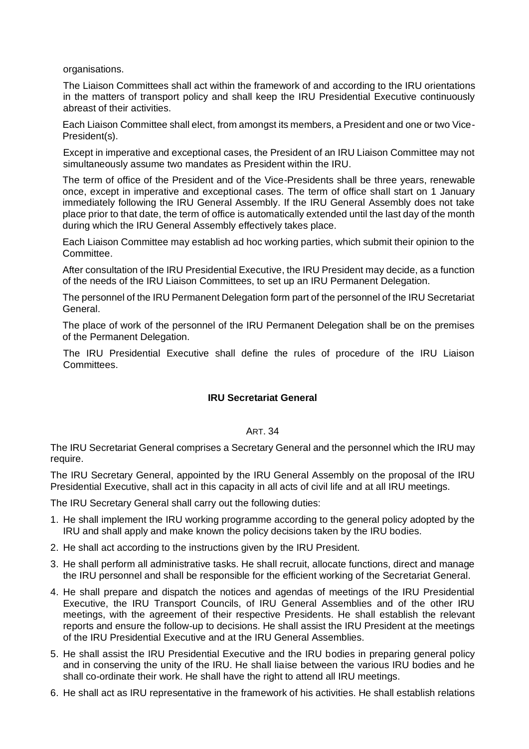organisations.

The Liaison Committees shall act within the framework of and according to the IRU orientations in the matters of transport policy and shall keep the IRU Presidential Executive continuously abreast of their activities.

Each Liaison Committee shall elect, from amongst its members, a President and one or two Vice-President(s).

Except in imperative and exceptional cases, the President of an IRU Liaison Committee may not simultaneously assume two mandates as President within the IRU.

The term of office of the President and of the Vice-Presidents shall be three years, renewable once, except in imperative and exceptional cases. The term of office shall start on 1 January immediately following the IRU General Assembly. If the IRU General Assembly does not take place prior to that date, the term of office is automatically extended until the last day of the month during which the IRU General Assembly effectively takes place.

Each Liaison Committee may establish ad hoc working parties, which submit their opinion to the Committee.

After consultation of the IRU Presidential Executive, the IRU President may decide, as a function of the needs of the IRU Liaison Committees, to set up an IRU Permanent Delegation.

The personnel of the IRU Permanent Delegation form part of the personnel of the IRU Secretariat General.

The place of work of the personnel of the IRU Permanent Delegation shall be on the premises of the Permanent Delegation.

The IRU Presidential Executive shall define the rules of procedure of the IRU Liaison Committees.

## IRU Secretariat General

### ART. 34

The IRU Secretariat General comprises a Secretary General and the personnel which the IRU may require.

The IRU Secretary General, appointed by the IRU General Assembly on the proposal of the IRU Presidential Executive, shall act in this capacity in all acts of civil life and at all IRU meetings.

The IRU Secretary General shall carry out the following duties:

1. He shall implement the IRU working programme according to the general policy adopted by the IRU and shall apply and make known the policy decisions taken by the IRU bodies.
2. He shall act according to the instructions given by the IRU President.
3. He shall perform all administrative tasks. He shall recruit, allocate functions, direct and manage the IRU personnel and shall be responsible for the efficient working of the Secretariat General.
4. He shall prepare and dispatch the notices and agendas of meetings of the IRU Presidential Executive, the IRU Transport Councils, of IRU General Assemblies and of the other IRU meetings, with the agreement of their respective Presidents. He shall establish the relevant reports and ensure the follow-up to decisions. He shall assist the IRU President at the meetings of the IRU Presidential Executive and at the IRU General Assemblies.
5. He shall assist the IRU Presidential Executive and the IRU bodies in preparing general policy and in conserving the unity of the IRU. He shall liaise between the various IRU bodies and he shall co-ordinate their work. He shall have the right to attend all IRU meetings.
6. He shall act as IRU representative in the framework of his activities. He shall establish relations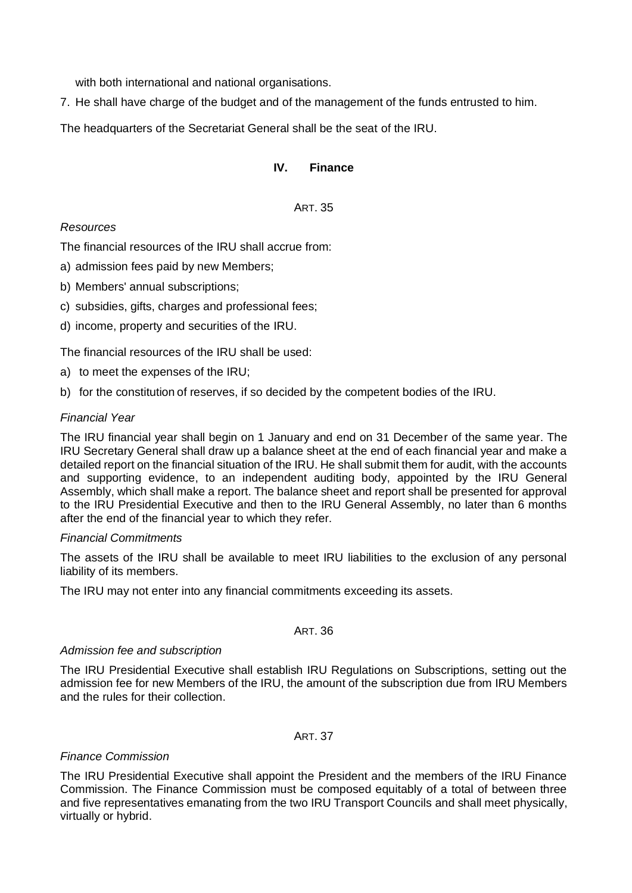with both international and national organisations.

7. He shall have charge of the budget and of the management of the funds entrusted to him.

The headquarters of the Secretariat General shall be the seat of the IRU.

## IV. Finance

ART. 35

*Resources*

The financial resources of the IRU shall accrue from:

a) admission fees paid by new Members;

b) Members' annual subscriptions;

c) subsidies, gifts, charges and professional fees;

d) income, property and securities of the IRU.

The financial resources of the IRU shall be used:

a) to meet the expenses of the IRU;

b) for the constitution of reserves, if so decided by the competent bodies of the IRU.

*Financial Year*

The IRU financial year shall begin on 1 January and end on 31 December of the same year. The IRU Secretary General shall draw up a balance sheet at the end of each financial year and make a detailed report on the financial situation of the IRU. He shall submit them for audit, with the accounts and supporting evidence, to an independent auditing body, appointed by the IRU General Assembly, which shall make a report. The balance sheet and report shall be presented for approval to the IRU Presidential Executive and then to the IRU General Assembly, no later than 6 months after the end of the financial year to which they refer.

*Financial Commitments*

The assets of the IRU shall be available to meet IRU liabilities to the exclusion of any personal liability of its members.

The IRU may not enter into any financial commitments exceeding its assets.

ART. 36

*Admission fee and subscription*

The IRU Presidential Executive shall establish IRU Regulations on Subscriptions, setting out the admission fee for new Members of the IRU, the amount of the subscription due from IRU Members and the rules for their collection.

ART. 37

*Finance Commission*

The IRU Presidential Executive shall appoint the President and the members of the IRU Finance Commission. The Finance Commission must be composed equitably of a total of between three and five representatives emanating from the two IRU Transport Councils and shall meet physically, virtually or hybrid.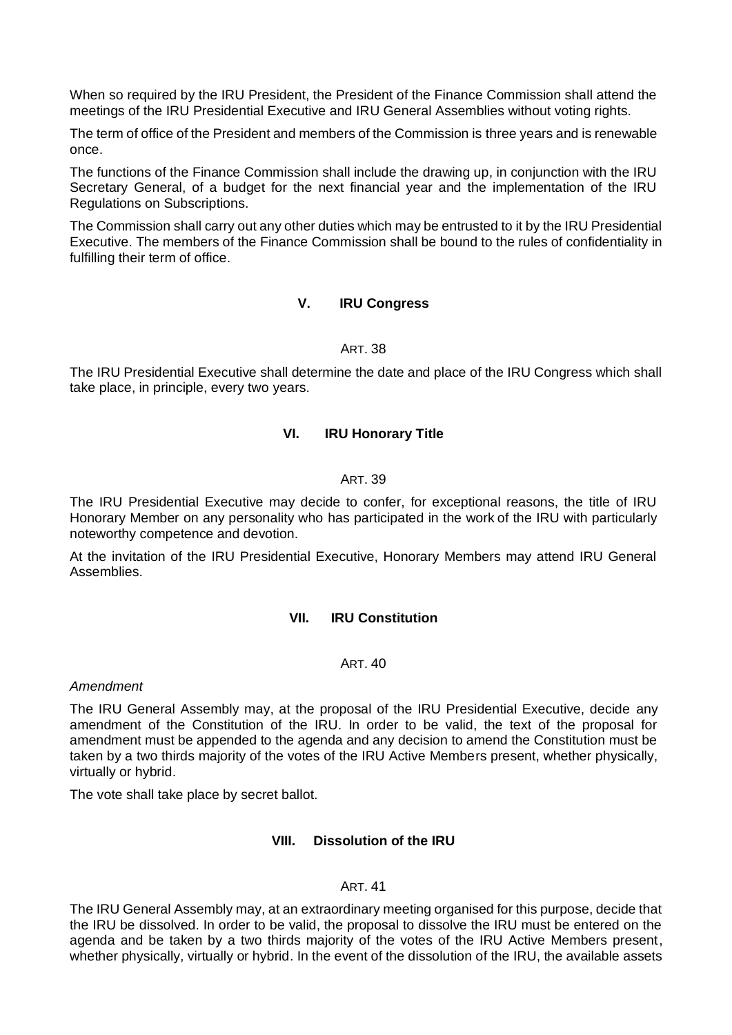When so required by the IRU President, the President of the Finance Commission shall attend the meetings of the IRU Presidential Executive and IRU General Assemblies without voting rights.

The term of office of the President and members of the Commission is three years and is renewable once.

The functions of the Finance Commission shall include the drawing up, in conjunction with the IRU Secretary General, of a budget for the next financial year and the implementation of the IRU Regulations on Subscriptions.

The Commission shall carry out any other duties which may be entrusted to it by the IRU Presidential Executive. The members of the Finance Commission shall be bound to the rules of confidentiality in fulfilling their term of office.

## V. IRU Congress

ART. 38

The IRU Presidential Executive shall determine the date and place of the IRU Congress which shall take place, in principle, every two years.

## VI. IRU Honorary Title

ART. 39

The IRU Presidential Executive may decide to confer, for exceptional reasons, the title of IRU Honorary Member on any personality who has participated in the work of the IRU with particularly noteworthy competence and devotion.

At the invitation of the IRU Presidential Executive, Honorary Members may attend IRU General Assemblies.

## VII. IRU Constitution

ART. 40

*Amendment*

The IRU General Assembly may, at the proposal of the IRU Presidential Executive, decide any amendment of the Constitution of the IRU. In order to be valid, the text of the proposal for amendment must be appended to the agenda and any decision to amend the Constitution must be taken by a two thirds majority of the votes of the IRU Active Members present, whether physically, virtually or hybrid.

The vote shall take place by secret ballot.

## VIII. Dissolution of the IRU

ART. 41

The IRU General Assembly may, at an extraordinary meeting organised for this purpose, decide that the IRU be dissolved. In order to be valid, the proposal to dissolve the IRU must be entered on the agenda and be taken by a two thirds majority of the votes of the IRU Active Members present, whether physically, virtually or hybrid. In the event of the dissolution of the IRU, the available assets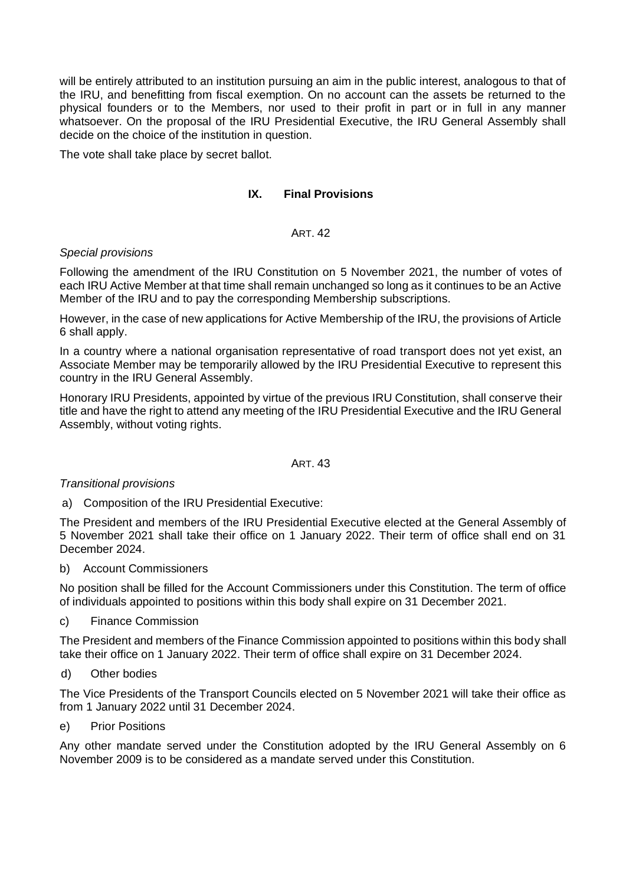will be entirely attributed to an institution pursuing an aim in the public interest, analogous to that of the IRU, and benefitting from fiscal exemption. On no account can the assets be returned to the physical founders or to the Members, nor used to their profit in part or in full in any manner whatsoever. On the proposal of the IRU Presidential Executive, the IRU General Assembly shall decide on the choice of the institution in question.

The vote shall take place by secret ballot.

## IX. Final Provisions

ART. 42

*Special provisions*

Following the amendment of the IRU Constitution on 5 November 2021, the number of votes of each IRU Active Member at that time shall remain unchanged so long as it continues to be an Active Member of the IRU and to pay the corresponding Membership subscriptions.

However, in the case of new applications for Active Membership of the IRU, the provisions of Article 6 shall apply.

In a country where a national organisation representative of road transport does not yet exist, an Associate Member may be temporarily allowed by the IRU Presidential Executive to represent this country in the IRU General Assembly.

Honorary IRU Presidents, appointed by virtue of the previous IRU Constitution, shall conserve their title and have the right to attend any meeting of the IRU Presidential Executive and the IRU General Assembly, without voting rights.

ART. 43

*Transitional provisions*

a) Composition of the IRU Presidential Executive:

The President and members of the IRU Presidential Executive elected at the General Assembly of 5 November 2021 shall take their office on 1 January 2022. Their term of office shall end on 31 December 2024.

b) Account Commissioners

No position shall be filled for the Account Commissioners under this Constitution. The term of office of individuals appointed to positions within this body shall expire on 31 December 2021.

c) Finance Commission

The President and members of the Finance Commission appointed to positions within this body shall take their office on 1 January 2022. Their term of office shall expire on 31 December 2024.

d) Other bodies

The Vice Presidents of the Transport Councils elected on 5 November 2021 will take their office as from 1 January 2022 until 31 December 2024.

e) Prior Positions

Any other mandate served under the Constitution adopted by the IRU General Assembly on 6 November 2009 is to be considered as a mandate served under this Constitution.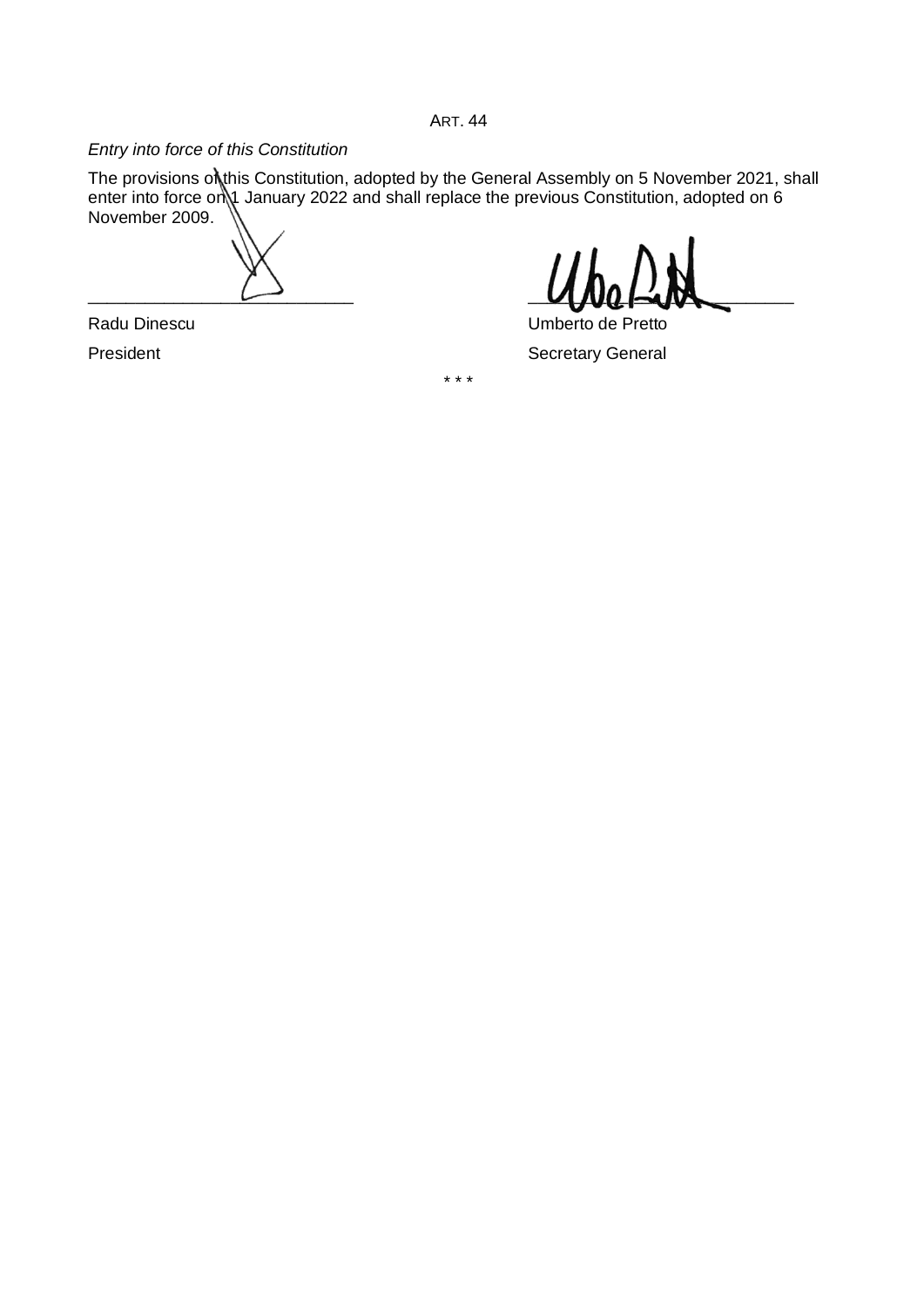ART. 44

*Entry into force of this Constitution*

The provisions of this Constitution, adopted by the General Assembly on 5 November 2021, shall enter into force on 1 January 2022 and shall replace the previous Constitution, adopted on 6 November 2009.

| | |
|---|---|
| ___________________________ | ___________________________ |
| Radu Dinescu | Umberto de Pretto |
| President | Secretary General |

\* \* \*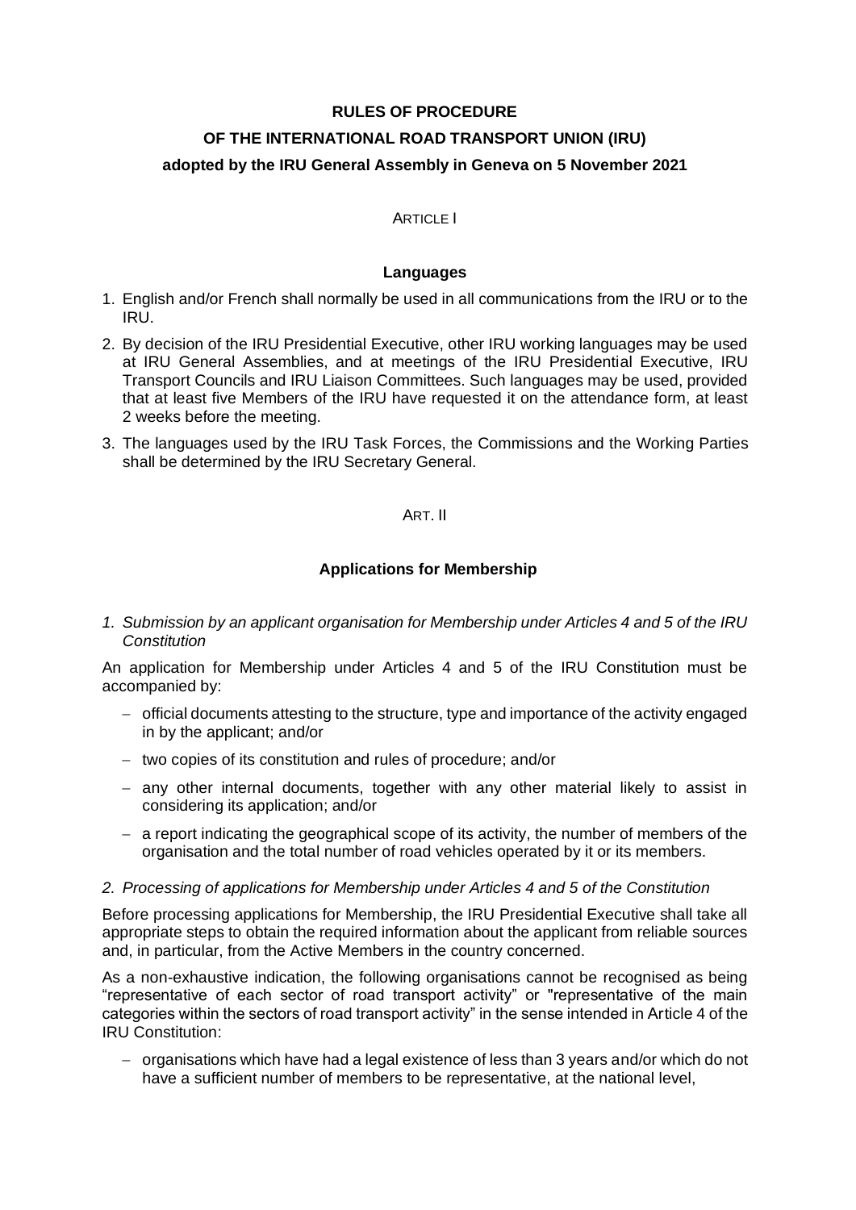**RULES OF PROCEDURE**

**OF THE INTERNATIONAL ROAD TRANSPORT UNION (IRU)**

**adopted by the IRU General Assembly in Geneva on 5 November 2021**

ARTICLE I

**Languages**

1. English and/or French shall normally be used in all communications from the IRU or to the IRU.
2. By decision of the IRU Presidential Executive, other IRU working languages may be used at IRU General Assemblies, and at meetings of the IRU Presidential Executive, IRU Transport Councils and IRU Liaison Committees. Such languages may be used, provided that at least five Members of the IRU have requested it on the attendance form, at least 2 weeks before the meeting.
3. The languages used by the IRU Task Forces, the Commissions and the Working Parties shall be determined by the IRU Secretary General.

ART. II

**Applications for Membership**

*1. Submission by an applicant organisation for Membership under Articles 4 and 5 of the IRU Constitution*

An application for Membership under Articles 4 and 5 of the IRU Constitution must be accompanied by:

- official documents attesting to the structure, type and importance of the activity engaged in by the applicant; and/or
- two copies of its constitution and rules of procedure; and/or
- any other internal documents, together with any other material likely to assist in considering its application; and/or
- a report indicating the geographical scope of its activity, the number of members of the organisation and the total number of road vehicles operated by it or its members.

*2. Processing of applications for Membership under Articles 4 and 5 of the Constitution*

Before processing applications for Membership, the IRU Presidential Executive shall take all appropriate steps to obtain the required information about the applicant from reliable sources and, in particular, from the Active Members in the country concerned.

As a non-exhaustive indication, the following organisations cannot be recognised as being "representative of each sector of road transport activity" or "representative of the main categories within the sectors of road transport activity" in the sense intended in Article 4 of the IRU Constitution:

- organisations which have had a legal existence of less than 3 years and/or which do not have a sufficient number of members to be representative, at the national level,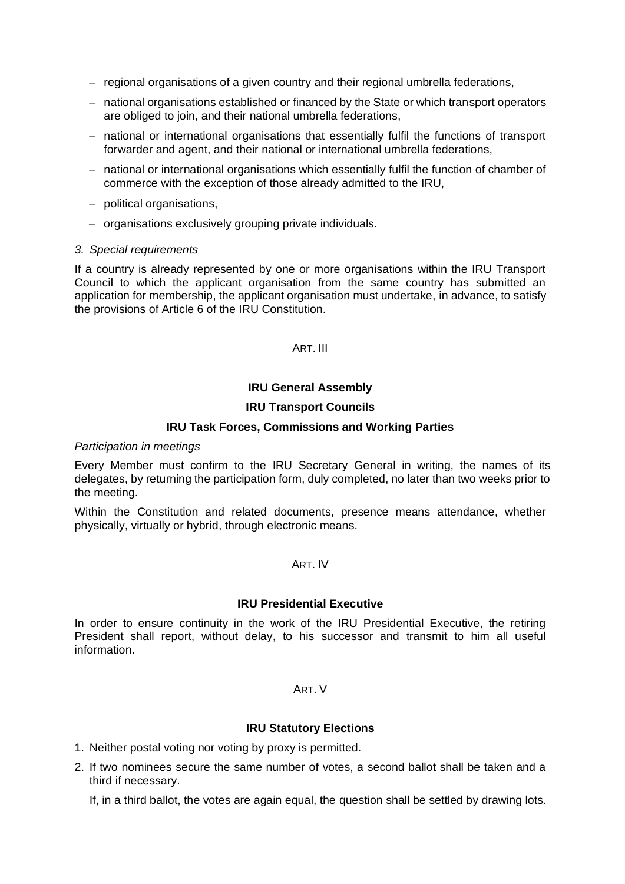- regional organisations of a given country and their regional umbrella federations,
- national organisations established or financed by the State or which transport operators are obliged to join, and their national umbrella federations,
- national or international organisations that essentially fulfil the functions of transport forwarder and agent, and their national or international umbrella federations,
- national or international organisations which essentially fulfil the function of chamber of commerce with the exception of those already admitted to the IRU,
- political organisations,
- organisations exclusively grouping private individuals.

*3. Special requirements*

If a country is already represented by one or more organisations within the IRU Transport Council to which the applicant organisation from the same country has submitted an application for membership, the applicant organisation must undertake, in advance, to satisfy the provisions of Article 6 of the IRU Constitution.

ART. III

**IRU General Assembly**

**IRU Transport Councils**

**IRU Task Forces, Commissions and Working Parties**

*Participation in meetings*

Every Member must confirm to the IRU Secretary General in writing, the names of its delegates, by returning the participation form, duly completed, no later than two weeks prior to the meeting.

Within the Constitution and related documents, presence means attendance, whether physically, virtually or hybrid, through electronic means.

ART. IV

**IRU Presidential Executive**

In order to ensure continuity in the work of the IRU Presidential Executive, the retiring President shall report, without delay, to his successor and transmit to him all useful information.

ART. V

**IRU Statutory Elections**

1. Neither postal voting nor voting by proxy is permitted.
2. If two nominees secure the same number of votes, a second ballot shall be taken and a third if necessary.

   If, in a third ballot, the votes are again equal, the question shall be settled by drawing lots.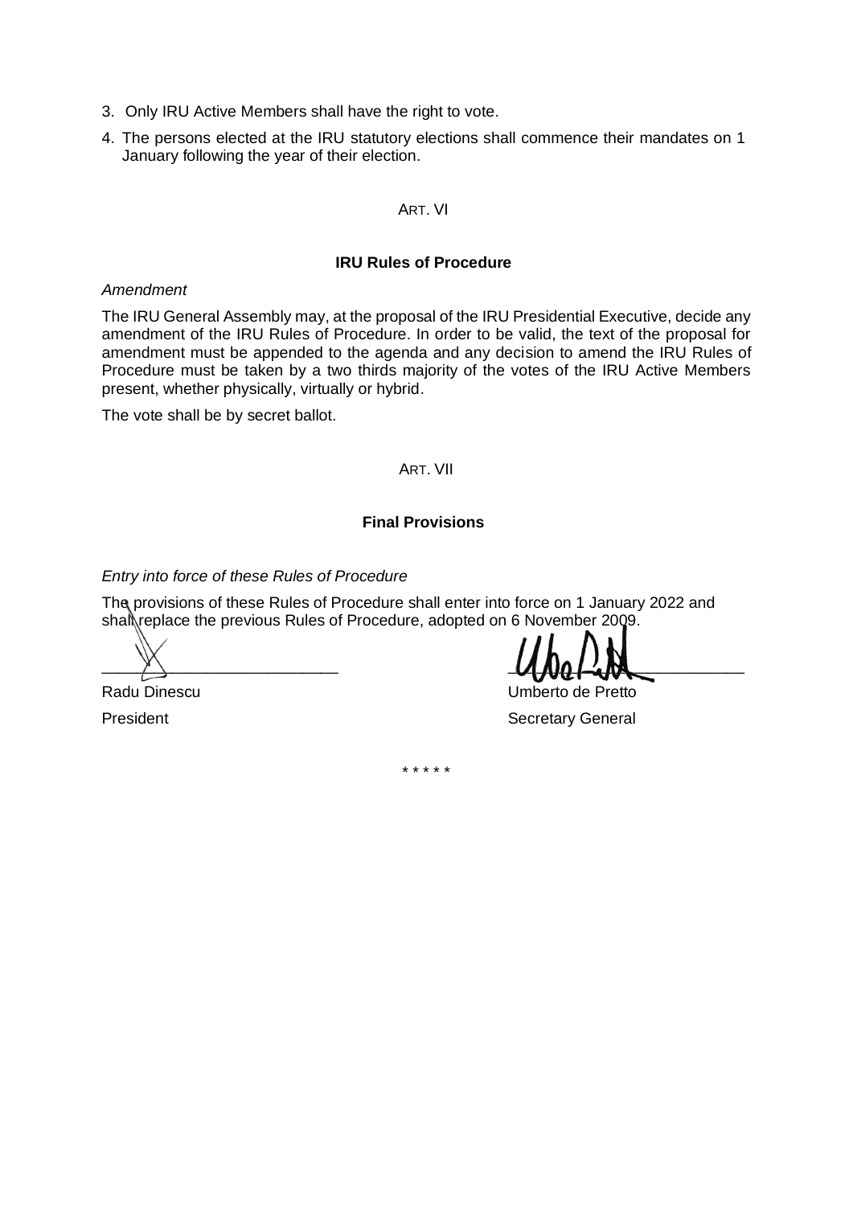3. Only IRU Active Members shall have the right to vote.
4. The persons elected at the IRU statutory elections shall commence their mandates on 1 January following the year of their election.

ART. VI

**IRU Rules of Procedure**

*Amendment*

The IRU General Assembly may, at the proposal of the IRU Presidential Executive, decide any amendment of the IRU Rules of Procedure. In order to be valid, the text of the proposal for amendment must be appended to the agenda and any decision to amend the IRU Rules of Procedure must be taken by a two thirds majority of the votes of the IRU Active Members present, whether physically, virtually or hybrid.

The vote shall be by secret ballot.

ART. VII

**Final Provisions**

*Entry into force of these Rules of Procedure*

The provisions of these Rules of Procedure shall enter into force on 1 January 2022 and shall replace the previous Rules of Procedure, adopted on 6 November 2009.

| | |
|---|---|
| Radu Dinescu | Umberto de Pretto |
| President | Secretary General |

\* \* \* \* \*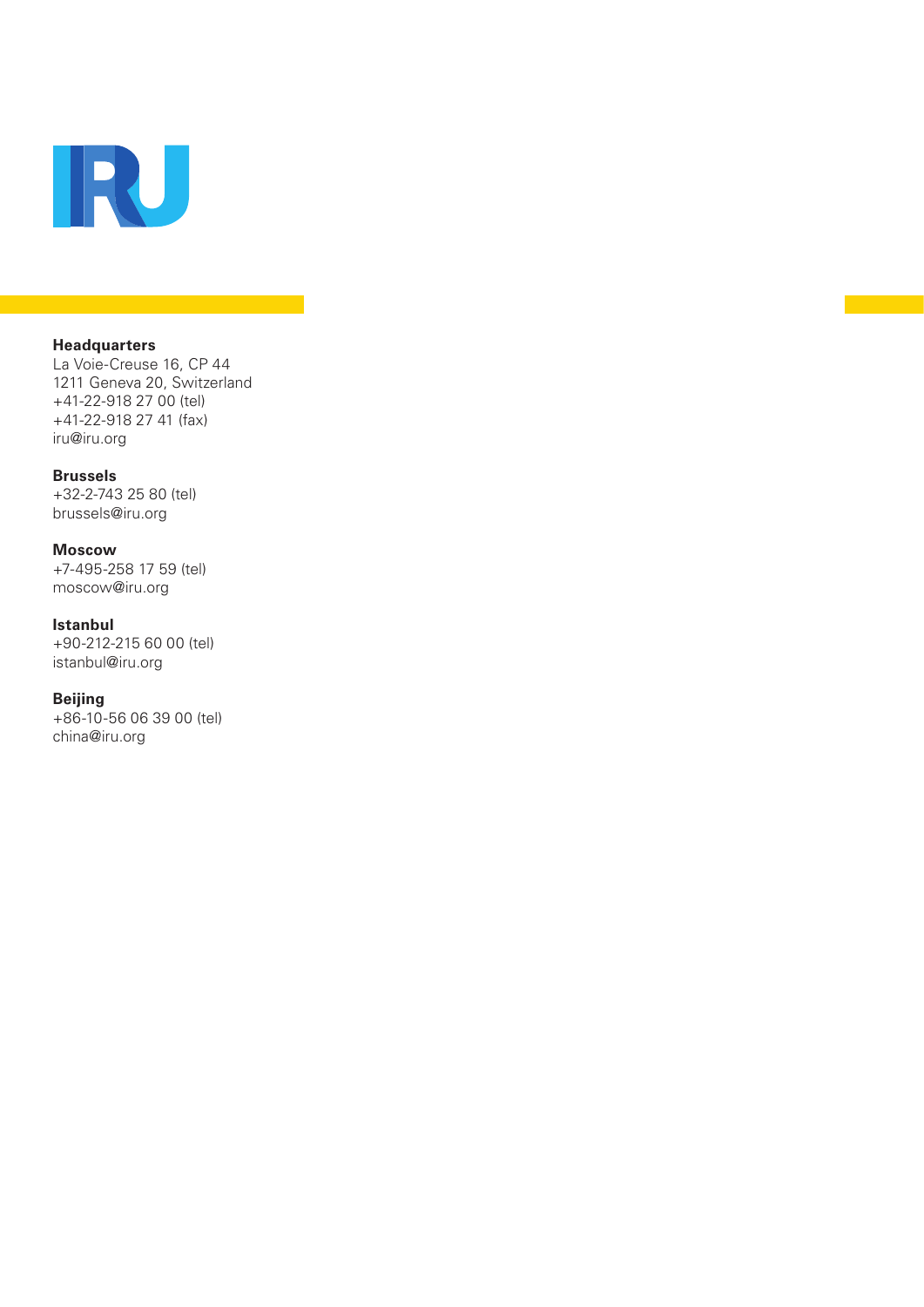IRU

**Headquarters**
La Voie-Creuse 16, CP 44
1211 Geneva 20, Switzerland
+41-22-918 27 00 (tel)
+41-22-918 27 41 (fax)
iru@iru.org

**Brussels**
+32-2-743 25 80 (tel)
brussels@iru.org

**Moscow**
+7-495-258 17 59 (tel)
moscow@iru.org

**Istanbul**
+90-212-215 60 00 (tel)
istanbul@iru.org

**Beijing**
+86-10-56 06 39 00 (tel)
china@iru.org